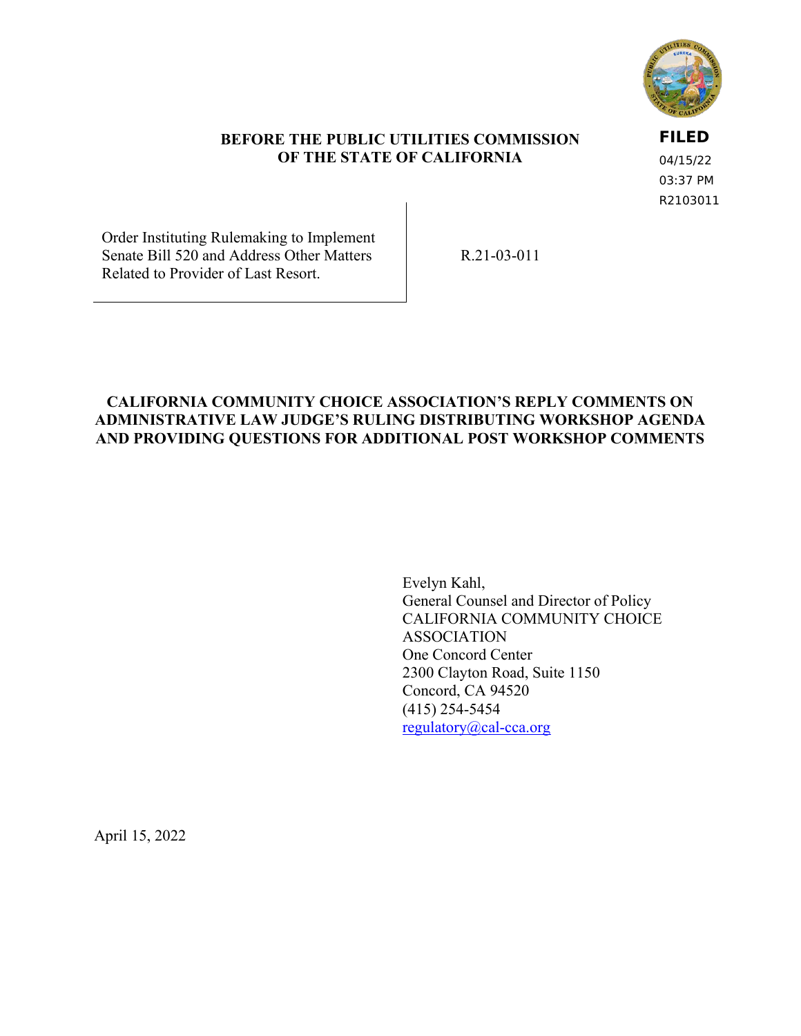FILED
04/15/22
03:37 PM
R2103011

**BEFORE THE PUBLIC UTILITIES COMMISSION
OF THE STATE OF CALIFORNIA**

| | |
|---|---|
| Order Instituting Rulemaking to Implement Senate Bill 520 and Address Other Matters Related to Provider of Last Resort. | R.21-03-011 |

## CALIFORNIA COMMUNITY CHOICE ASSOCIATION'S REPLY COMMENTS ON ADMINISTRATIVE LAW JUDGE'S RULING DISTRIBUTING WORKSHOP AGENDA AND PROVIDING QUESTIONS FOR ADDITIONAL POST WORKSHOP COMMENTS

Evelyn Kahl,
General Counsel and Director of Policy
CALIFORNIA COMMUNITY CHOICE ASSOCIATION
One Concord Center
2300 Clayton Road, Suite 1150
Concord, CA 94520
(415) 254-5454
regulatory@cal-cca.org

April 15, 2022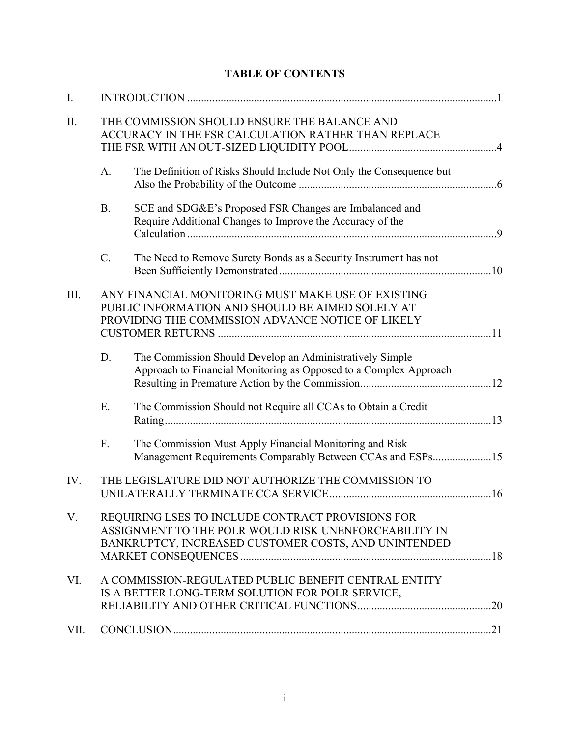# TABLE OF CONTENTS

| | | |
|---|---|---|
| I. | INTRODUCTION | 1 |
| II. | THE COMMISSION SHOULD ENSURE THE BALANCE AND ACCURACY IN THE FSR CALCULATION RATHER THAN REPLACE THE FSR WITH AN OUT-SIZED LIQUIDITY POOL | 4 |
| A. | The Definition of Risks Should Include Not Only the Consequence but Also the Probability of the Outcome | 6 |
| B. | SCE and SDG&E's Proposed FSR Changes are Imbalanced and Require Additional Changes to Improve the Accuracy of the Calculation | 9 |
| C. | The Need to Remove Surety Bonds as a Security Instrument has not Been Sufficiently Demonstrated | 10 |
| III. | ANY FINANCIAL MONITORING MUST MAKE USE OF EXISTING PUBLIC INFORMATION AND SHOULD BE AIMED SOLELY AT PROVIDING THE COMMISSION ADVANCE NOTICE OF LIKELY CUSTOMER RETURNS | 11 |
| D. | The Commission Should Develop an Administratively Simple Approach to Financial Monitoring as Opposed to a Complex Approach Resulting in Premature Action by the Commission | 12 |
| E. | The Commission Should not Require all CCAs to Obtain a Credit Rating | 13 |
| F. | The Commission Must Apply Financial Monitoring and Risk Management Requirements Comparably Between CCAs and ESPs | 15 |
| IV. | THE LEGISLATURE DID NOT AUTHORIZE THE COMMISSION TO UNILATERALLY TERMINATE CCA SERVICE | 16 |
| V. | REQUIRING LSES TO INCLUDE CONTRACT PROVISIONS FOR ASSIGNMENT TO THE POLR WOULD RISK UNENFORCEABILITY IN BANKRUPTCY, INCREASED CUSTOMER COSTS, AND UNINTENDED MARKET CONSEQUENCES | 18 |
| VI. | A COMMISSION-REGULATED PUBLIC BENEFIT CENTRAL ENTITY IS A BETTER LONG-TERM SOLUTION FOR POLR SERVICE, RELIABILITY AND OTHER CRITICAL FUNCTIONS | 20 |
| VII. | CONCLUSION | 21 |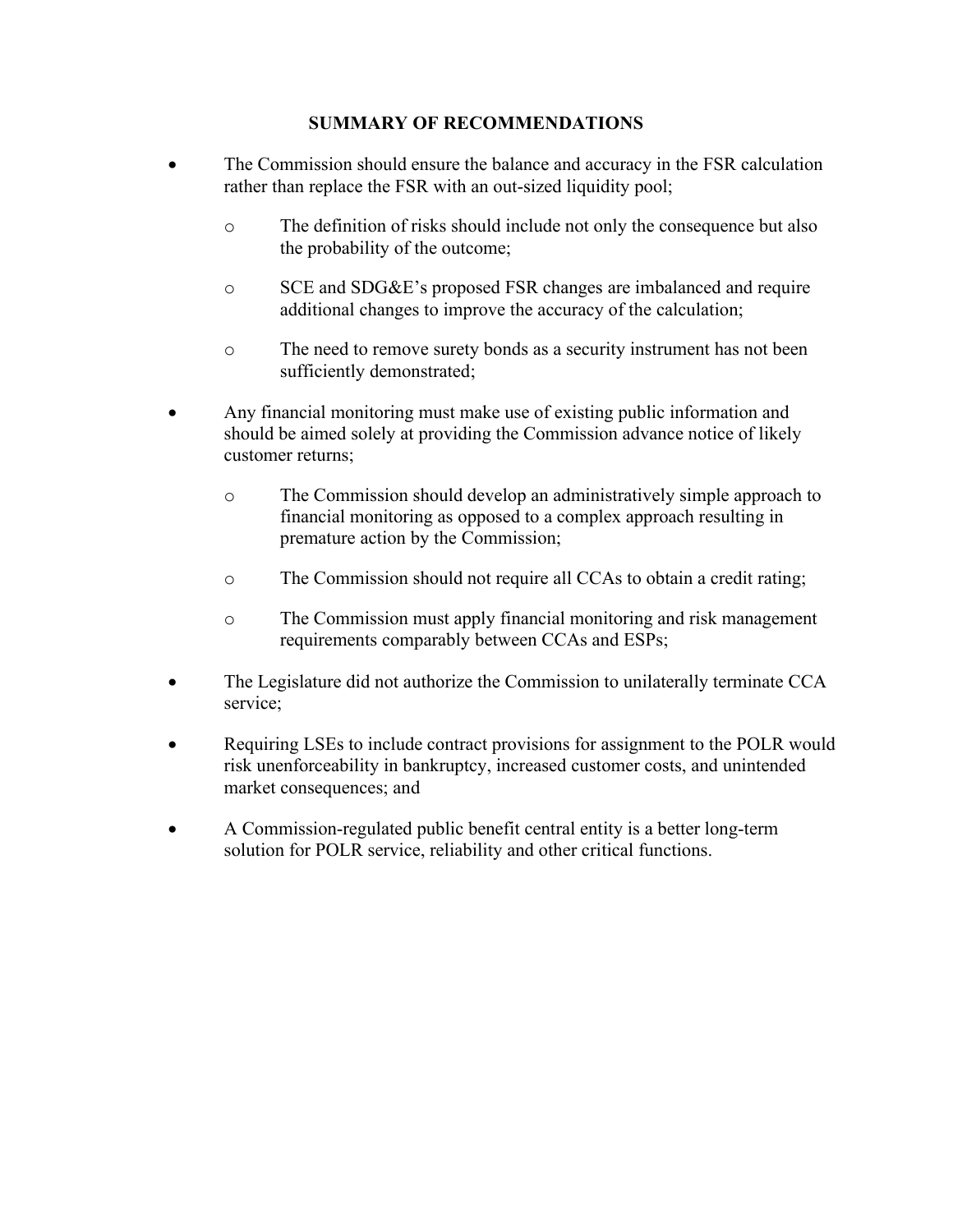## SUMMARY OF RECOMMENDATIONS

- The Commission should ensure the balance and accuracy in the FSR calculation rather than replace the FSR with an out-sized liquidity pool;
  - The definition of risks should include not only the consequence but also the probability of the outcome;
  - SCE and SDG&E's proposed FSR changes are imbalanced and require additional changes to improve the accuracy of the calculation;
  - The need to remove surety bonds as a security instrument has not been sufficiently demonstrated;
- Any financial monitoring must make use of existing public information and should be aimed solely at providing the Commission advance notice of likely customer returns;
  - The Commission should develop an administratively simple approach to financial monitoring as opposed to a complex approach resulting in premature action by the Commission;
  - The Commission should not require all CCAs to obtain a credit rating;
  - The Commission must apply financial monitoring and risk management requirements comparably between CCAs and ESPs;
- The Legislature did not authorize the Commission to unilaterally terminate CCA service;
- Requiring LSEs to include contract provisions for assignment to the POLR would risk unenforceability in bankruptcy, increased customer costs, and unintended market consequences; and
- A Commission-regulated public benefit central entity is a better long-term solution for POLR service, reliability and other critical functions.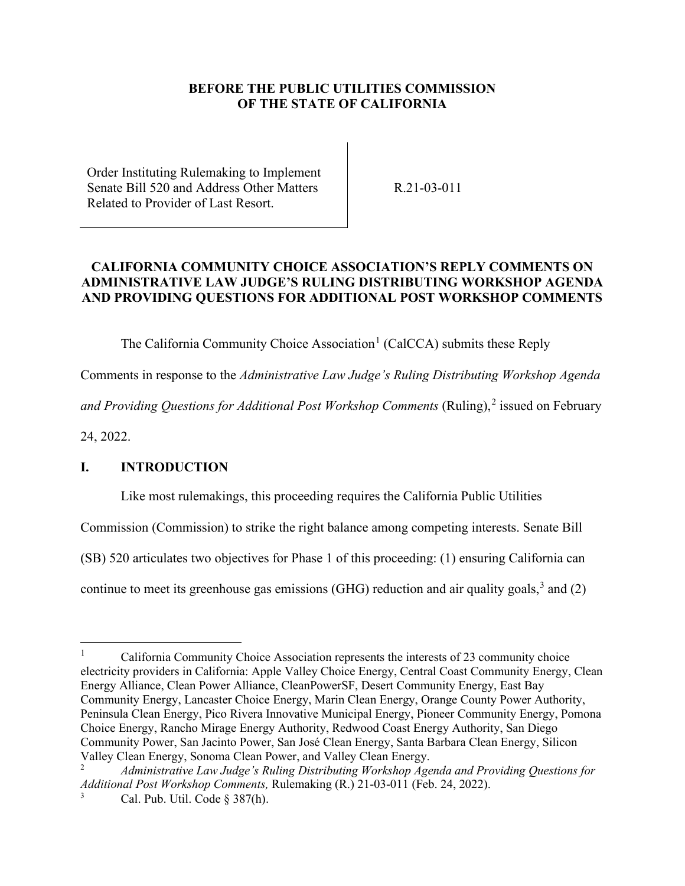**BEFORE THE PUBLIC UTILITIES COMMISSION OF THE STATE OF CALIFORNIA**

| | |
|---|---|
| Order Instituting Rulemaking to Implement Senate Bill 520 and Address Other Matters Related to Provider of Last Resort. | R.21-03-011 |

## CALIFORNIA COMMUNITY CHOICE ASSOCIATION'S REPLY COMMENTS ON ADMINISTRATIVE LAW JUDGE'S RULING DISTRIBUTING WORKSHOP AGENDA AND PROVIDING QUESTIONS FOR ADDITIONAL POST WORKSHOP COMMENTS

The California Community Choice Association[1] (CalCCA) submits these Reply Comments in response to the *Administrative Law Judge's Ruling Distributing Workshop Agenda and Providing Questions for Additional Post Workshop Comments* (Ruling),[2] issued on February 24, 2022.

## I. INTRODUCTION

Like most rulemakings, this proceeding requires the California Public Utilities Commission (Commission) to strike the right balance among competing interests. Senate Bill (SB) 520 articulates two objectives for Phase 1 of this proceeding: (1) ensuring California can continue to meet its greenhouse gas emissions (GHG) reduction and air quality goals,[3] and (2)

---

[1] California Community Choice Association represents the interests of 23 community choice electricity providers in California: Apple Valley Choice Energy, Central Coast Community Energy, Clean Energy Alliance, Clean Power Alliance, CleanPowerSF, Desert Community Energy, East Bay Community Energy, Lancaster Choice Energy, Marin Clean Energy, Orange County Power Authority, Peninsula Clean Energy, Pico Rivera Innovative Municipal Energy, Pioneer Community Energy, Pomona Choice Energy, Rancho Mirage Energy Authority, Redwood Coast Energy Authority, San Diego Community Power, San Jacinto Power, San José Clean Energy, Santa Barbara Clean Energy, Silicon Valley Clean Energy, Sonoma Clean Power, and Valley Clean Energy.

[2] *Administrative Law Judge's Ruling Distributing Workshop Agenda and Providing Questions for Additional Post Workshop Comments,* Rulemaking (R.) 21-03-011 (Feb. 24, 2022).

[3] Cal. Pub. Util. Code § 387(h).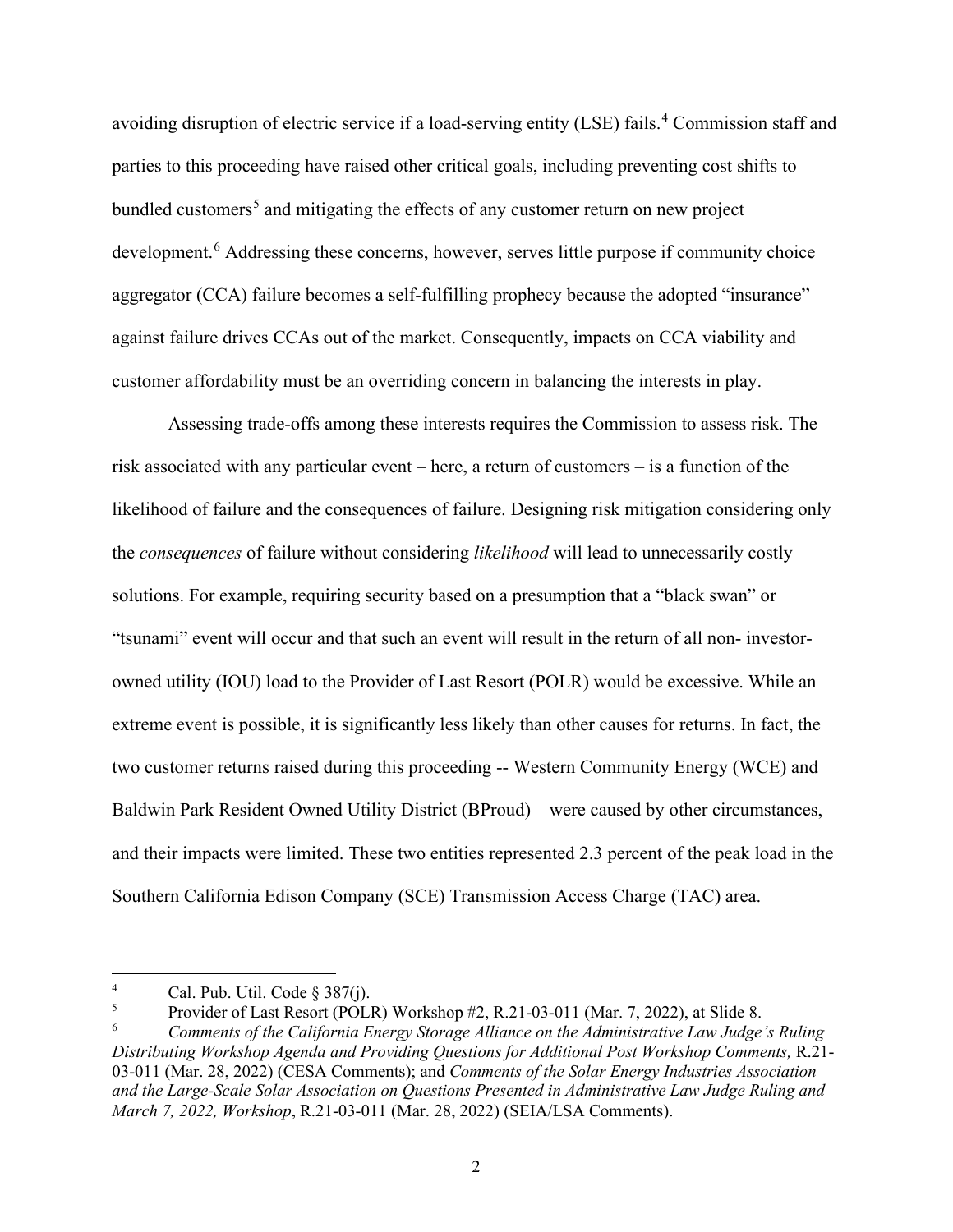avoiding disruption of electric service if a load-serving entity (LSE) fails.[4] Commission staff and parties to this proceeding have raised other critical goals, including preventing cost shifts to bundled customers[5] and mitigating the effects of any customer return on new project development.[6] Addressing these concerns, however, serves little purpose if community choice aggregator (CCA) failure becomes a self-fulfilling prophecy because the adopted "insurance" against failure drives CCAs out of the market. Consequently, impacts on CCA viability and customer affordability must be an overriding concern in balancing the interests in play.

Assessing trade-offs among these interests requires the Commission to assess risk. The risk associated with any particular event – here, a return of customers – is a function of the likelihood of failure and the consequences of failure. Designing risk mitigation considering only the *consequences* of failure without considering *likelihood* will lead to unnecessarily costly solutions. For example, requiring security based on a presumption that a "black swan" or "tsunami" event will occur and that such an event will result in the return of all non- investor-owned utility (IOU) load to the Provider of Last Resort (POLR) would be excessive. While an extreme event is possible, it is significantly less likely than other causes for returns. In fact, the two customer returns raised during this proceeding -- Western Community Energy (WCE) and Baldwin Park Resident Owned Utility District (BProud) – were caused by other circumstances, and their impacts were limited. These two entities represented 2.3 percent of the peak load in the Southern California Edison Company (SCE) Transmission Access Charge (TAC) area.

---

[4] Cal. Pub. Util. Code § 387(j).

[5] Provider of Last Resort (POLR) Workshop #2, R.21-03-011 (Mar. 7, 2022), at Slide 8.

[6] *Comments of the California Energy Storage Alliance on the Administrative Law Judge's Ruling Distributing Workshop Agenda and Providing Questions for Additional Post Workshop Comments,* R.21-03-011 (Mar. 28, 2022) (CESA Comments); and *Comments of the Solar Energy Industries Association and the Large-Scale Solar Association on Questions Presented in Administrative Law Judge Ruling and March 7, 2022, Workshop*, R.21-03-011 (Mar. 28, 2022) (SEIA/LSA Comments).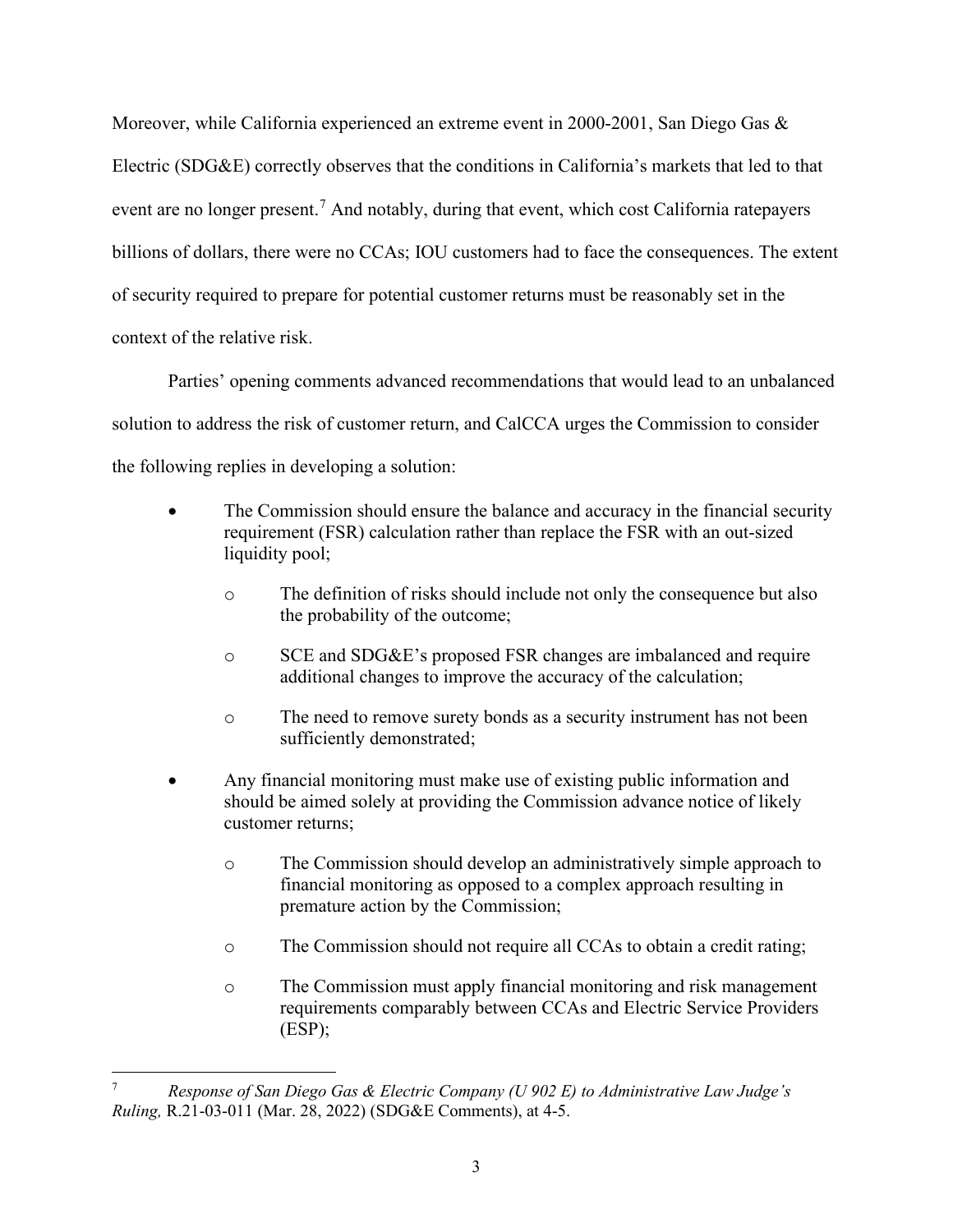Moreover, while California experienced an extreme event in 2000-2001, San Diego Gas & Electric (SDG&E) correctly observes that the conditions in California's markets that led to that event are no longer present.[7] And notably, during that event, which cost California ratepayers billions of dollars, there were no CCAs; IOU customers had to face the consequences. The extent of security required to prepare for potential customer returns must be reasonably set in the context of the relative risk.

Parties' opening comments advanced recommendations that would lead to an unbalanced solution to address the risk of customer return, and CalCCA urges the Commission to consider the following replies in developing a solution:

- The Commission should ensure the balance and accuracy in the financial security requirement (FSR) calculation rather than replace the FSR with an out-sized liquidity pool;
    - The definition of risks should include not only the consequence but also the probability of the outcome;
    - SCE and SDG&E's proposed FSR changes are imbalanced and require additional changes to improve the accuracy of the calculation;
    - The need to remove surety bonds as a security instrument has not been sufficiently demonstrated;
- Any financial monitoring must make use of existing public information and should be aimed solely at providing the Commission advance notice of likely customer returns;
    - The Commission should develop an administratively simple approach to financial monitoring as opposed to a complex approach resulting in premature action by the Commission;
    - The Commission should not require all CCAs to obtain a credit rating;
    - The Commission must apply financial monitoring and risk management requirements comparably between CCAs and Electric Service Providers (ESP);

---

[7] *Response of San Diego Gas & Electric Company (U 902 E) to Administrative Law Judge's Ruling,* R.21-03-011 (Mar. 28, 2022) (SDG&E Comments), at 4-5.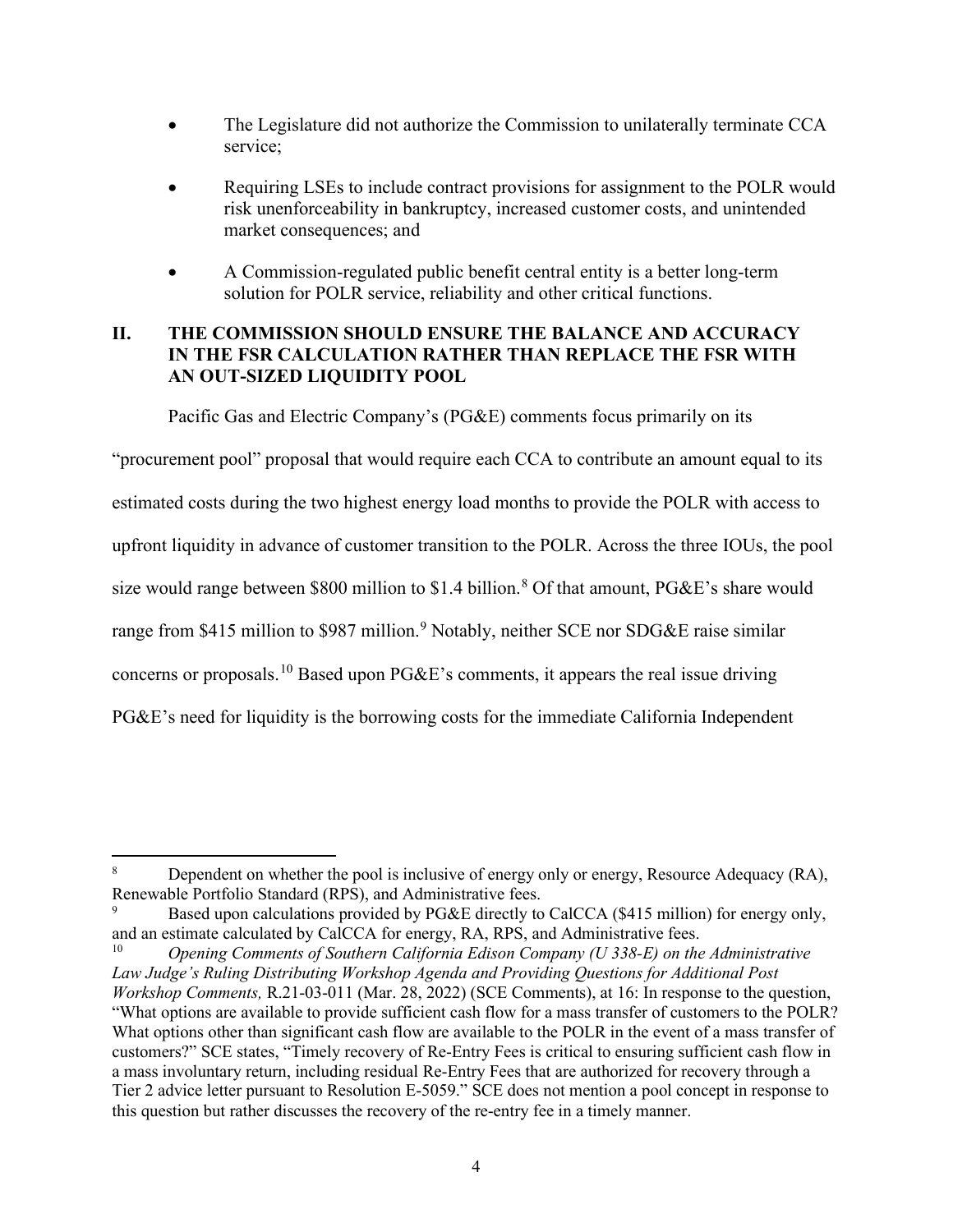- The Legislature did not authorize the Commission to unilaterally terminate CCA service;
- Requiring LSEs to include contract provisions for assignment to the POLR would risk unenforceability in bankruptcy, increased customer costs, and unintended market consequences; and
- A Commission-regulated public benefit central entity is a better long-term solution for POLR service, reliability and other critical functions.

## II. THE COMMISSION SHOULD ENSURE THE BALANCE AND ACCURACY IN THE FSR CALCULATION RATHER THAN REPLACE THE FSR WITH AN OUT-SIZED LIQUIDITY POOL

Pacific Gas and Electric Company's (PG&E) comments focus primarily on its "procurement pool" proposal that would require each CCA to contribute an amount equal to its estimated costs during the two highest energy load months to provide the POLR with access to upfront liquidity in advance of customer transition to the POLR. Across the three IOUs, the pool size would range between $800 million to $1.4 billion.[8] Of that amount, PG&E's share would range from $415 million to $987 million.[9] Notably, neither SCE nor SDG&E raise similar concerns or proposals.[10] Based upon PG&E's comments, it appears the real issue driving PG&E's need for liquidity is the borrowing costs for the immediate California Independent

---

[8] Dependent on whether the pool is inclusive of energy only or energy, Resource Adequacy (RA), Renewable Portfolio Standard (RPS), and Administrative fees.

[9] Based upon calculations provided by PG&E directly to CalCCA ($415 million) for energy only, and an estimate calculated by CalCCA for energy, RA, RPS, and Administrative fees.

[10] *Opening Comments of Southern California Edison Company (U 338-E) on the Administrative Law Judge's Ruling Distributing Workshop Agenda and Providing Questions for Additional Post Workshop Comments,* R.21-03-011 (Mar. 28, 2022) (SCE Comments), at 16: In response to the question, "What options are available to provide sufficient cash flow for a mass transfer of customers to the POLR? What options other than significant cash flow are available to the POLR in the event of a mass transfer of customers?" SCE states, "Timely recovery of Re-Entry Fees is critical to ensuring sufficient cash flow in a mass involuntary return, including residual Re-Entry Fees that are authorized for recovery through a Tier 2 advice letter pursuant to Resolution E-5059." SCE does not mention a pool concept in response to this question but rather discusses the recovery of the re-entry fee in a timely manner.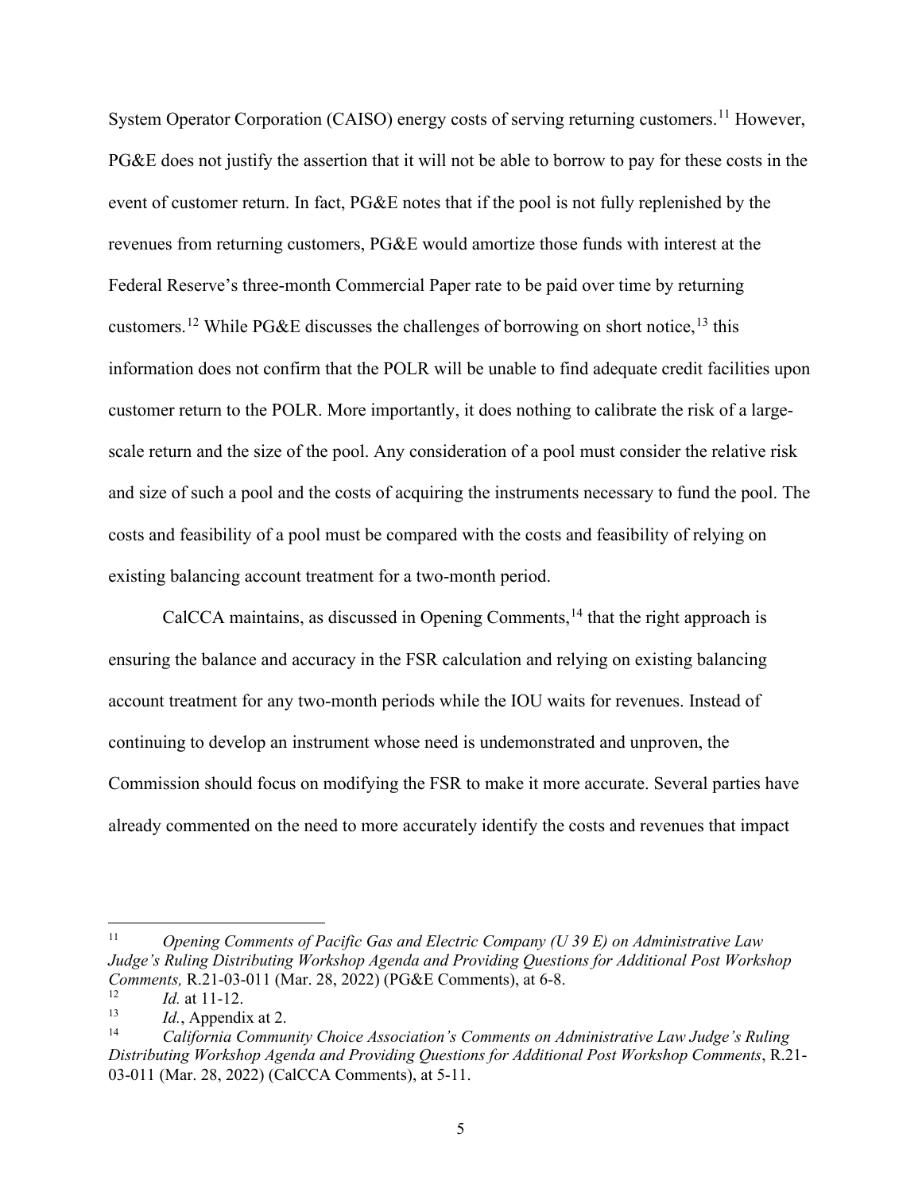System Operator Corporation (CAISO) energy costs of serving returning customers.[11] However, PG&E does not justify the assertion that it will not be able to borrow to pay for these costs in the event of customer return. In fact, PG&E notes that if the pool is not fully replenished by the revenues from returning customers, PG&E would amortize those funds with interest at the Federal Reserve's three-month Commercial Paper rate to be paid over time by returning customers.[12] While PG&E discusses the challenges of borrowing on short notice,[13] this information does not confirm that the POLR will be unable to find adequate credit facilities upon customer return to the POLR. More importantly, it does nothing to calibrate the risk of a large-scale return and the size of the pool. Any consideration of a pool must consider the relative risk and size of such a pool and the costs of acquiring the instruments necessary to fund the pool. The costs and feasibility of a pool must be compared with the costs and feasibility of relying on existing balancing account treatment for a two-month period.

CalCCA maintains, as discussed in Opening Comments,[14] that the right approach is ensuring the balance and accuracy in the FSR calculation and relying on existing balancing account treatment for any two-month periods while the IOU waits for revenues. Instead of continuing to develop an instrument whose need is undemonstrated and unproven, the Commission should focus on modifying the FSR to make it more accurate. Several parties have already commented on the need to more accurately identify the costs and revenues that impact

---

[11] *Opening Comments of Pacific Gas and Electric Company (U 39 E) on Administrative Law Judge's Ruling Distributing Workshop Agenda and Providing Questions for Additional Post Workshop Comments,* R.21-03-011 (Mar. 28, 2022) (PG&E Comments), at 6-8.

[12] *Id.* at 11-12.

[13] *Id.*, Appendix at 2.

[14] *California Community Choice Association's Comments on Administrative Law Judge's Ruling Distributing Workshop Agenda and Providing Questions for Additional Post Workshop Comments*, R.21-03-011 (Mar. 28, 2022) (CalCCA Comments), at 5-11.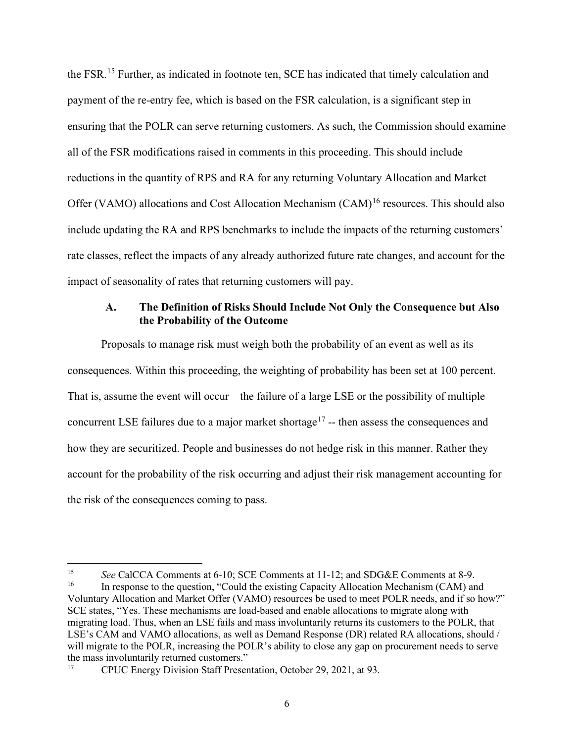the FSR.[15] Further, as indicated in footnote ten, SCE has indicated that timely calculation and payment of the re-entry fee, which is based on the FSR calculation, is a significant step in ensuring that the POLR can serve returning customers. As such, the Commission should examine all of the FSR modifications raised in comments in this proceeding. This should include reductions in the quantity of RPS and RA for any returning Voluntary Allocation and Market Offer (VAMO) allocations and Cost Allocation Mechanism (CAM)[16] resources. This should also include updating the RA and RPS benchmarks to include the impacts of the returning customers' rate classes, reflect the impacts of any already authorized future rate changes, and account for the impact of seasonality of rates that returning customers will pay.

### A. The Definition of Risks Should Include Not Only the Consequence but Also the Probability of the Outcome

Proposals to manage risk must weigh both the probability of an event as well as its consequences. Within this proceeding, the weighting of probability has been set at 100 percent. That is, assume the event will occur – the failure of a large LSE or the possibility of multiple concurrent LSE failures due to a major market shortage[17] -- then assess the consequences and how they are securitized. People and businesses do not hedge risk in this manner. Rather they account for the probability of the risk occurring and adjust their risk management accounting for the risk of the consequences coming to pass.

---

[15] *See* CalCCA Comments at 6-10; SCE Comments at 11-12; and SDG&E Comments at 8-9.

[16] In response to the question, "Could the existing Capacity Allocation Mechanism (CAM) and Voluntary Allocation and Market Offer (VAMO) resources be used to meet POLR needs, and if so how?" SCE states, "Yes. These mechanisms are load-based and enable allocations to migrate along with migrating load. Thus, when an LSE fails and mass involuntarily returns its customers to the POLR, that LSE's CAM and VAMO allocations, as well as Demand Response (DR) related RA allocations, should / will migrate to the POLR, increasing the POLR's ability to close any gap on procurement needs to serve the mass involuntarily returned customers."

[17] CPUC Energy Division Staff Presentation, October 29, 2021, at 93.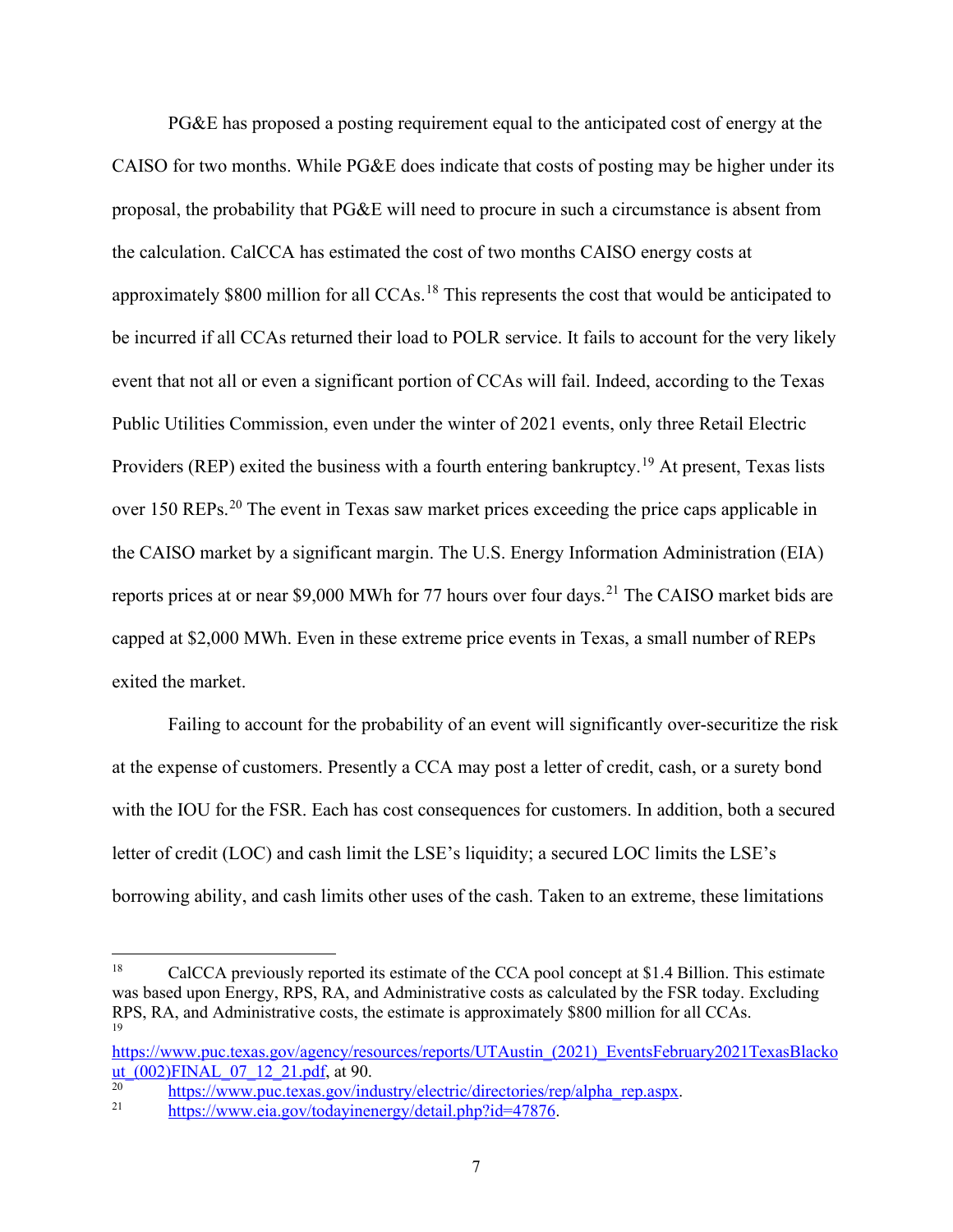PG&E has proposed a posting requirement equal to the anticipated cost of energy at the CAISO for two months. While PG&E does indicate that costs of posting may be higher under its proposal, the probability that PG&E will need to procure in such a circumstance is absent from the calculation. CalCCA has estimated the cost of two months CAISO energy costs at approximately $800 million for all CCAs.[18] This represents the cost that would be anticipated to be incurred if all CCAs returned their load to POLR service. It fails to account for the very likely event that not all or even a significant portion of CCAs will fail. Indeed, according to the Texas Public Utilities Commission, even under the winter of 2021 events, only three Retail Electric Providers (REP) exited the business with a fourth entering bankruptcy.[19] At present, Texas lists over 150 REPs.[20] The event in Texas saw market prices exceeding the price caps applicable in the CAISO market by a significant margin. The U.S. Energy Information Administration (EIA) reports prices at or near $9,000 MWh for 77 hours over four days.[21] The CAISO market bids are capped at $2,000 MWh. Even in these extreme price events in Texas, a small number of REPs exited the market.

Failing to account for the probability of an event will significantly over-securitize the risk at the expense of customers. Presently a CCA may post a letter of credit, cash, or a surety bond with the IOU for the FSR. Each has cost consequences for customers. In addition, both a secured letter of credit (LOC) and cash limit the LSE's liquidity; a secured LOC limits the LSE's borrowing ability, and cash limits other uses of the cash. Taken to an extreme, these limitations

---

[18] CalCCA previously reported its estimate of the CCA pool concept at $1.4 Billion. This estimate was based upon Energy, RPS, RA, and Administrative costs as calculated by the FSR today. Excluding RPS, RA, and Administrative costs, the estimate is approximately $800 million for all CCAs.

[19] https://www.puc.texas.gov/agency/resources/reports/UTAustin_(2021)_EventsFebruary2021TexasBlackout_(002)FINAL_07_12_21.pdf, at 90.

[20] https://www.puc.texas.gov/industry/electric/directories/rep/alpha_rep.aspx.

[21] https://www.eia.gov/todayinenergy/detail.php?id=47876.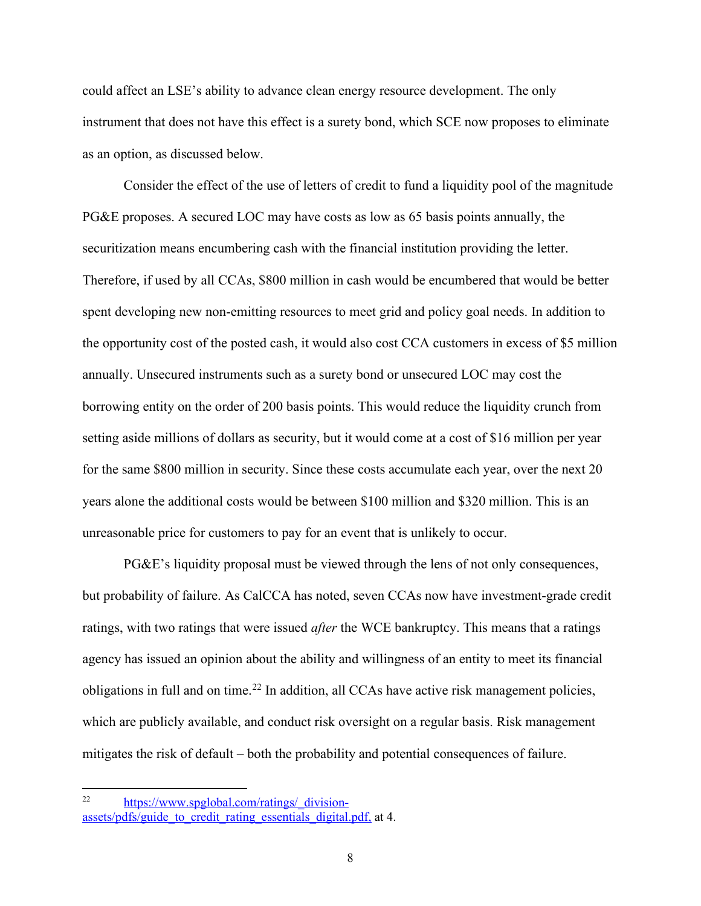could affect an LSE's ability to advance clean energy resource development. The only instrument that does not have this effect is a surety bond, which SCE now proposes to eliminate as an option, as discussed below.

Consider the effect of the use of letters of credit to fund a liquidity pool of the magnitude PG&E proposes. A secured LOC may have costs as low as 65 basis points annually, the securitization means encumbering cash with the financial institution providing the letter. Therefore, if used by all CCAs, $800 million in cash would be encumbered that would be better spent developing new non-emitting resources to meet grid and policy goal needs. In addition to the opportunity cost of the posted cash, it would also cost CCA customers in excess of $5 million annually. Unsecured instruments such as a surety bond or unsecured LOC may cost the borrowing entity on the order of 200 basis points. This would reduce the liquidity crunch from setting aside millions of dollars as security, but it would come at a cost of $16 million per year for the same $800 million in security. Since these costs accumulate each year, over the next 20 years alone the additional costs would be between $100 million and $320 million. This is an unreasonable price for customers to pay for an event that is unlikely to occur.

PG&E's liquidity proposal must be viewed through the lens of not only consequences, but probability of failure. As CalCCA has noted, seven CCAs now have investment-grade credit ratings, with two ratings that were issued *after* the WCE bankruptcy. This means that a ratings agency has issued an opinion about the ability and willingness of an entity to meet its financial obligations in full and on time.[22] In addition, all CCAs have active risk management policies, which are publicly available, and conduct risk oversight on a regular basis. Risk management mitigates the risk of default – both the probability and potential consequences of failure.

---

[22] https://www.spglobal.com/ratings/_division-assets/pdfs/guide_to_credit_rating_essentials_digital.pdf, at 4.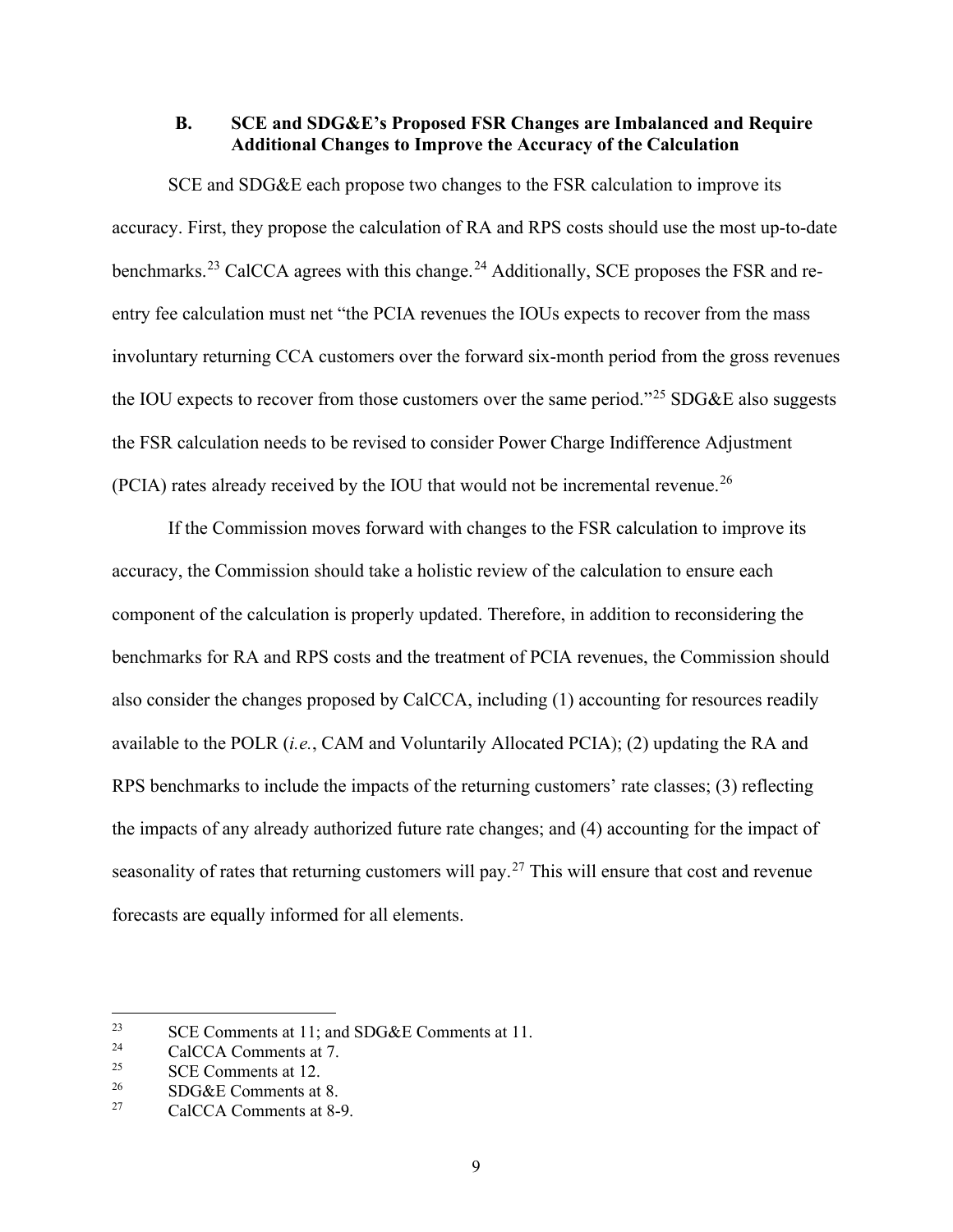### B. SCE and SDG&E's Proposed FSR Changes are Imbalanced and Require Additional Changes to Improve the Accuracy of the Calculation

SCE and SDG&E each propose two changes to the FSR calculation to improve its accuracy. First, they propose the calculation of RA and RPS costs should use the most up-to-date benchmarks.[23] CalCCA agrees with this change.[24] Additionally, SCE proposes the FSR and re-entry fee calculation must net "the PCIA revenues the IOUs expects to recover from the mass involuntary returning CCA customers over the forward six-month period from the gross revenues the IOU expects to recover from those customers over the same period."[25] SDG&E also suggests the FSR calculation needs to be revised to consider Power Charge Indifference Adjustment (PCIA) rates already received by the IOU that would not be incremental revenue.[26]

If the Commission moves forward with changes to the FSR calculation to improve its accuracy, the Commission should take a holistic review of the calculation to ensure each component of the calculation is properly updated. Therefore, in addition to reconsidering the benchmarks for RA and RPS costs and the treatment of PCIA revenues, the Commission should also consider the changes proposed by CalCCA, including (1) accounting for resources readily available to the POLR (*i.e.*, CAM and Voluntarily Allocated PCIA); (2) updating the RA and RPS benchmarks to include the impacts of the returning customers' rate classes; (3) reflecting the impacts of any already authorized future rate changes; and (4) accounting for the impact of seasonality of rates that returning customers will pay.[27] This will ensure that cost and revenue forecasts are equally informed for all elements.

---

[23] SCE Comments at 11; and SDG&E Comments at 11.

[24] CalCCA Comments at 7.

[25] SCE Comments at 12.

[26] SDG&E Comments at 8.

[27] CalCCA Comments at 8-9.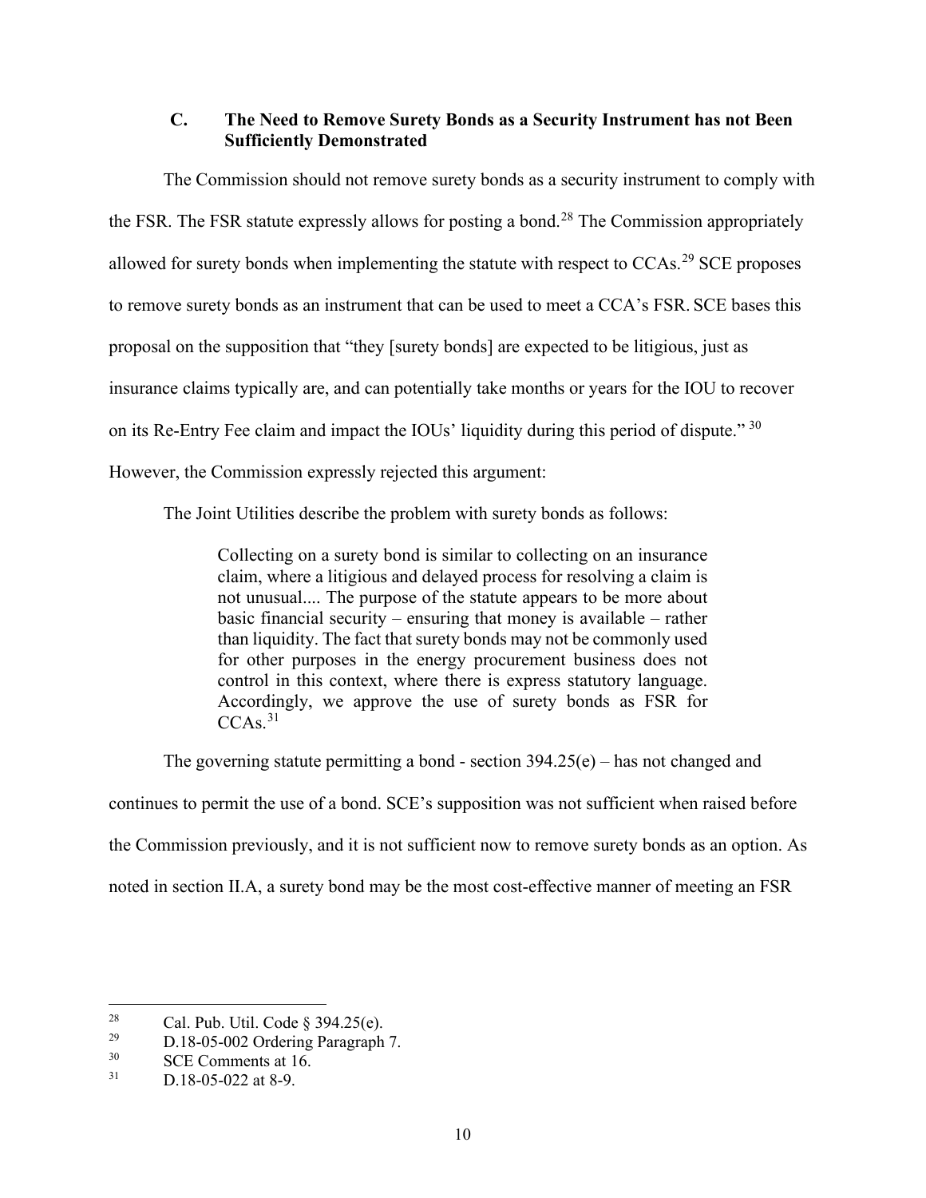### C. The Need to Remove Surety Bonds as a Security Instrument has not Been Sufficiently Demonstrated

The Commission should not remove surety bonds as a security instrument to comply with the FSR. The FSR statute expressly allows for posting a bond.[28] The Commission appropriately allowed for surety bonds when implementing the statute with respect to CCAs.[29] SCE proposes to remove surety bonds as an instrument that can be used to meet a CCA's FSR. SCE bases this proposal on the supposition that "they [surety bonds] are expected to be litigious, just as insurance claims typically are, and can potentially take months or years for the IOU to recover on its Re-Entry Fee claim and impact the IOUs' liquidity during this period of dispute."[30] However, the Commission expressly rejected this argument:

> The Joint Utilities describe the problem with surety bonds as follows:
>
> > Collecting on a surety bond is similar to collecting on an insurance claim, where a litigious and delayed process for resolving a claim is not unusual.... The purpose of the statute appears to be more about basic financial security – ensuring that money is available – rather than liquidity. The fact that surety bonds may not be commonly used for other purposes in the energy procurement business does not control in this context, where there is express statutory language. Accordingly, we approve the use of surety bonds as FSR for CCAs.[31]

The governing statute permitting a bond - section 394.25(e) – has not changed and continues to permit the use of a bond. SCE's supposition was not sufficient when raised before the Commission previously, and it is not sufficient now to remove surety bonds as an option. As noted in section II.A, a surety bond may be the most cost-effective manner of meeting an FSR

---

[28] Cal. Pub. Util. Code § 394.25(e).

[29] D.18-05-002 Ordering Paragraph 7.

[30] SCE Comments at 16.

[31] D.18-05-022 at 8-9.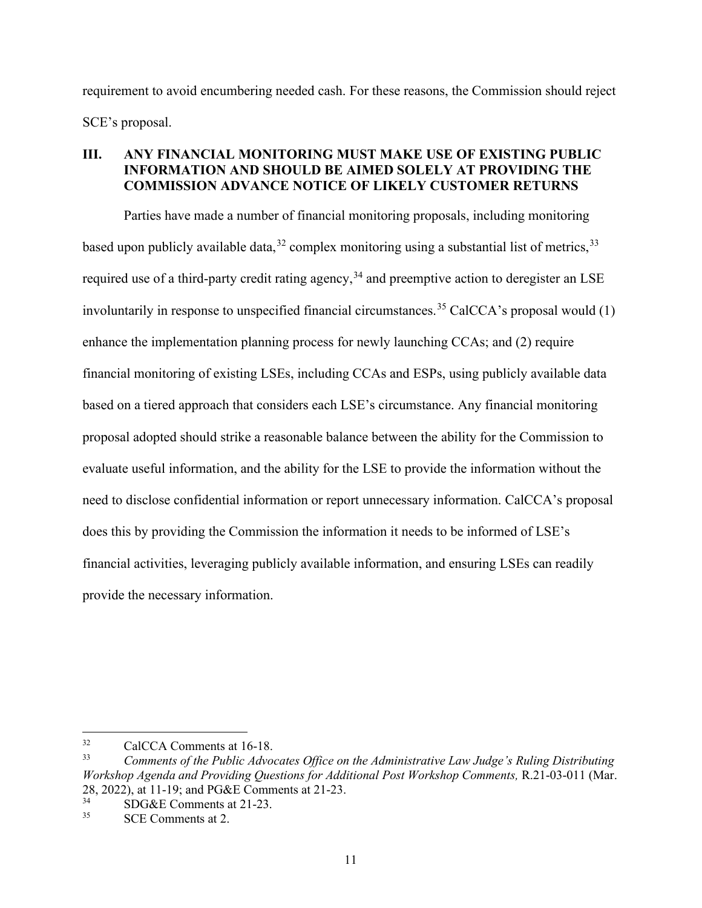requirement to avoid encumbering needed cash. For these reasons, the Commission should reject SCE's proposal.

## III. ANY FINANCIAL MONITORING MUST MAKE USE OF EXISTING PUBLIC INFORMATION AND SHOULD BE AIMED SOLELY AT PROVIDING THE COMMISSION ADVANCE NOTICE OF LIKELY CUSTOMER RETURNS

Parties have made a number of financial monitoring proposals, including monitoring based upon publicly available data,[32] complex monitoring using a substantial list of metrics,[33] required use of a third-party credit rating agency,[34] and preemptive action to deregister an LSE involuntarily in response to unspecified financial circumstances.[35] CalCCA's proposal would (1) enhance the implementation planning process for newly launching CCAs; and (2) require financial monitoring of existing LSEs, including CCAs and ESPs, using publicly available data based on a tiered approach that considers each LSE's circumstance. Any financial monitoring proposal adopted should strike a reasonable balance between the ability for the Commission to evaluate useful information, and the ability for the LSE to provide the information without the need to disclose confidential information or report unnecessary information. CalCCA's proposal does this by providing the Commission the information it needs to be informed of LSE's financial activities, leveraging publicly available information, and ensuring LSEs can readily provide the necessary information.

---

[32] CalCCA Comments at 16-18.

[33] *Comments of the Public Advocates Office on the Administrative Law Judge's Ruling Distributing Workshop Agenda and Providing Questions for Additional Post Workshop Comments,* R.21-03-011 (Mar. 28, 2022), at 11-19; and PG&E Comments at 21-23.

[34] SDG&E Comments at 21-23.

[35] SCE Comments at 2.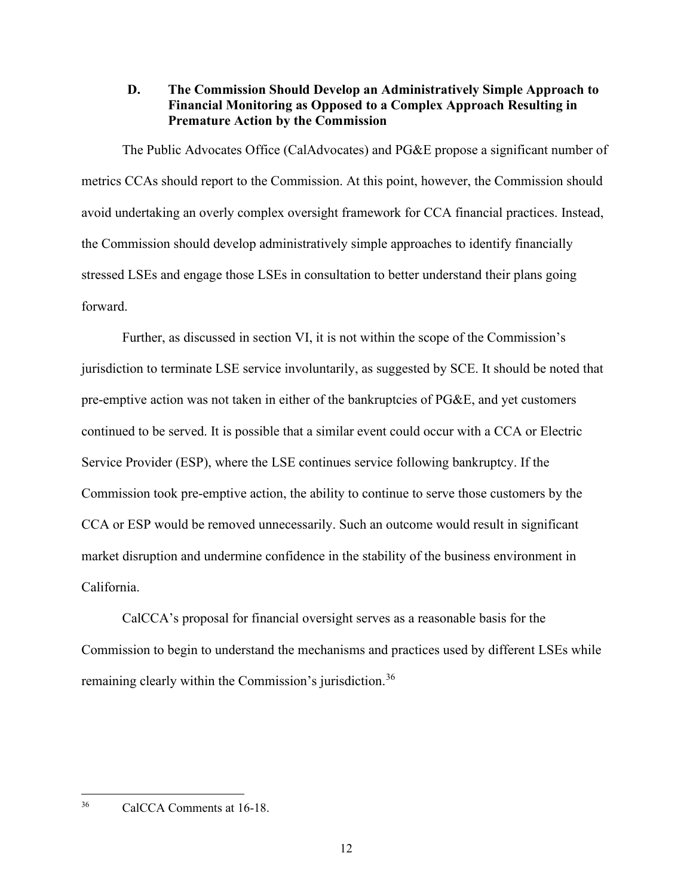### D. The Commission Should Develop an Administratively Simple Approach to Financial Monitoring as Opposed to a Complex Approach Resulting in Premature Action by the Commission

The Public Advocates Office (CalAdvocates) and PG&E propose a significant number of metrics CCAs should report to the Commission. At this point, however, the Commission should avoid undertaking an overly complex oversight framework for CCA financial practices. Instead, the Commission should develop administratively simple approaches to identify financially stressed LSEs and engage those LSEs in consultation to better understand their plans going forward.

Further, as discussed in section VI, it is not within the scope of the Commission's jurisdiction to terminate LSE service involuntarily, as suggested by SCE. It should be noted that pre-emptive action was not taken in either of the bankruptcies of PG&E, and yet customers continued to be served. It is possible that a similar event could occur with a CCA or Electric Service Provider (ESP), where the LSE continues service following bankruptcy. If the Commission took pre-emptive action, the ability to continue to serve those customers by the CCA or ESP would be removed unnecessarily. Such an outcome would result in significant market disruption and undermine confidence in the stability of the business environment in California.

CalCCA's proposal for financial oversight serves as a reasonable basis for the Commission to begin to understand the mechanisms and practices used by different LSEs while remaining clearly within the Commission's jurisdiction.[36]

---

[36] CalCCA Comments at 16-18.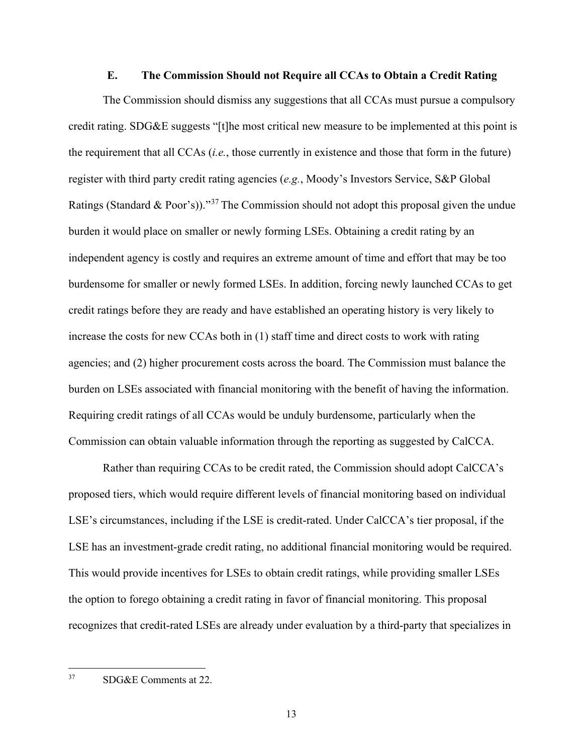### E. The Commission Should not Require all CCAs to Obtain a Credit Rating

The Commission should dismiss any suggestions that all CCAs must pursue a compulsory credit rating. SDG&E suggests "[t]he most critical new measure to be implemented at this point is the requirement that all CCAs (*i.e.*, those currently in existence and those that form in the future) register with third party credit rating agencies (*e.g.*, Moody's Investors Service, S&P Global Ratings (Standard & Poor's))."[37] The Commission should not adopt this proposal given the undue burden it would place on smaller or newly forming LSEs. Obtaining a credit rating by an independent agency is costly and requires an extreme amount of time and effort that may be too burdensome for smaller or newly formed LSEs. In addition, forcing newly launched CCAs to get credit ratings before they are ready and have established an operating history is very likely to increase the costs for new CCAs both in (1) staff time and direct costs to work with rating agencies; and (2) higher procurement costs across the board. The Commission must balance the burden on LSEs associated with financial monitoring with the benefit of having the information. Requiring credit ratings of all CCAs would be unduly burdensome, particularly when the Commission can obtain valuable information through the reporting as suggested by CalCCA.

Rather than requiring CCAs to be credit rated, the Commission should adopt CalCCA's proposed tiers, which would require different levels of financial monitoring based on individual LSE's circumstances, including if the LSE is credit-rated. Under CalCCA's tier proposal, if the LSE has an investment-grade credit rating, no additional financial monitoring would be required. This would provide incentives for LSEs to obtain credit ratings, while providing smaller LSEs the option to forego obtaining a credit rating in favor of financial monitoring. This proposal recognizes that credit-rated LSEs are already under evaluation by a third-party that specializes in

---

[37] SDG&E Comments at 22.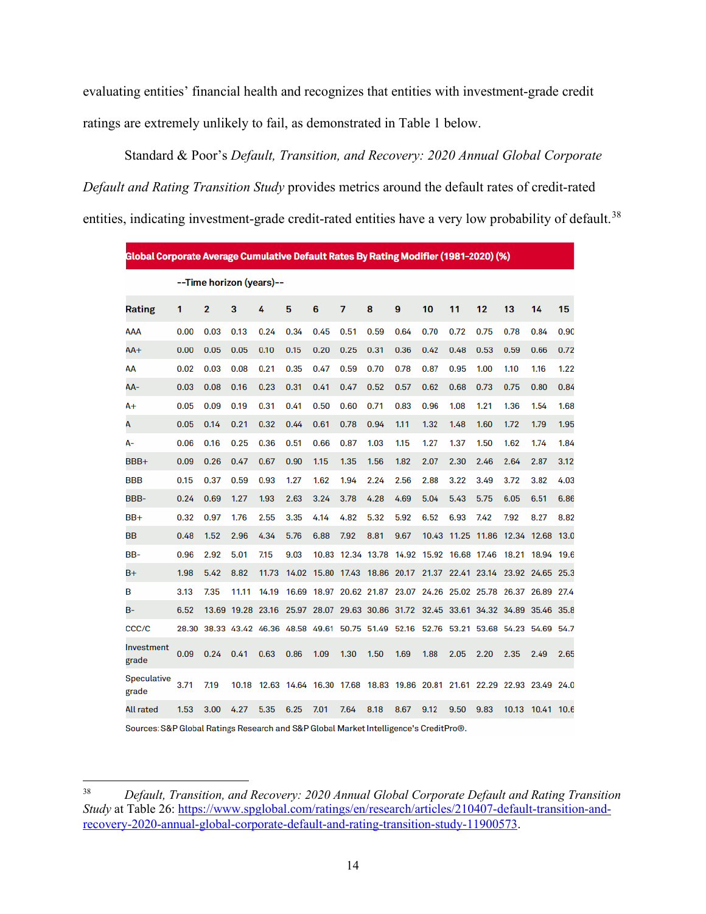evaluating entities' financial health and recognizes that entities with investment-grade credit ratings are extremely unlikely to fail, as demonstrated in Table 1 below.

Standard & Poor's *Default, Transition, and Recovery: 2020 Annual Global Corporate Default and Rating Transition Study* provides metrics around the default rates of credit-rated entities, indicating investment-grade credit-rated entities have a very low probability of default.[38]

**Global Corporate Average Cumulative Default Rates By Rating Modifier (1981-2020) (%)**

| | --Time horizon (years)-- | | | | | | | | | | | | | | |
|---|---|---|---|---|---|---|---|---|---|---|---|---|---|---|---|
| **Rating** | **1** | **2** | **3** | **4** | **5** | **6** | **7** | **8** | **9** | **10** | **11** | **12** | **13** | **14** | **15** |
| AAA | 0.00 | 0.03 | 0.13 | 0.24 | 0.34 | 0.45 | 0.51 | 0.59 | 0.64 | 0.70 | 0.72 | 0.75 | 0.78 | 0.84 | 0.90 |
| AA+ | 0.00 | 0.05 | 0.05 | 0.10 | 0.15 | 0.20 | 0.25 | 0.31 | 0.36 | 0.42 | 0.48 | 0.53 | 0.59 | 0.66 | 0.72 |
| AA | 0.02 | 0.03 | 0.08 | 0.21 | 0.35 | 0.47 | 0.59 | 0.70 | 0.78 | 0.87 | 0.95 | 1.00 | 1.10 | 1.16 | 1.22 |
| AA- | 0.03 | 0.08 | 0.16 | 0.23 | 0.31 | 0.41 | 0.47 | 0.52 | 0.57 | 0.62 | 0.68 | 0.73 | 0.75 | 0.80 | 0.84 |
| A+ | 0.05 | 0.09 | 0.19 | 0.31 | 0.41 | 0.50 | 0.60 | 0.71 | 0.83 | 0.96 | 1.08 | 1.21 | 1.36 | 1.54 | 1.68 |
| A | 0.05 | 0.14 | 0.21 | 0.32 | 0.44 | 0.61 | 0.78 | 0.94 | 1.11 | 1.32 | 1.48 | 1.60 | 1.72 | 1.79 | 1.95 |
| A- | 0.06 | 0.16 | 0.25 | 0.36 | 0.51 | 0.66 | 0.87 | 1.03 | 1.15 | 1.27 | 1.37 | 1.50 | 1.62 | 1.74 | 1.84 |
| BBB+ | 0.09 | 0.26 | 0.47 | 0.67 | 0.90 | 1.15 | 1.35 | 1.56 | 1.82 | 2.07 | 2.30 | 2.46 | 2.64 | 2.87 | 3.12 |
| BBB | 0.15 | 0.37 | 0.59 | 0.93 | 1.27 | 1.62 | 1.94 | 2.24 | 2.56 | 2.88 | 3.22 | 3.49 | 3.72 | 3.82 | 4.03 |
| BBB- | 0.24 | 0.69 | 1.27 | 1.93 | 2.63 | 3.24 | 3.78 | 4.28 | 4.69 | 5.04 | 5.43 | 5.75 | 6.05 | 6.51 | 6.86 |
| BB+ | 0.32 | 0.97 | 1.76 | 2.55 | 3.35 | 4.14 | 4.82 | 5.32 | 5.92 | 6.52 | 6.93 | 7.42 | 7.92 | 8.27 | 8.82 |
| BB | 0.48 | 1.52 | 2.96 | 4.34 | 5.76 | 6.88 | 7.92 | 8.81 | 9.67 | 10.43 | 11.25 | 11.86 | 12.34 | 12.68 | 13.0 |
| BB- | 0.96 | 2.92 | 5.01 | 7.15 | 9.03 | 10.83 | 12.34 | 13.78 | 14.92 | 15.92 | 16.68 | 17.46 | 18.21 | 18.94 | 19.6 |
| B+ | 1.98 | 5.42 | 8.82 | 11.73 | 14.02 | 15.80 | 17.43 | 18.86 | 20.17 | 21.37 | 22.41 | 23.14 | 23.92 | 24.65 | 25.3 |
| B | 3.13 | 7.35 | 11.11 | 14.19 | 16.69 | 18.97 | 20.62 | 21.87 | 23.07 | 24.26 | 25.02 | 25.78 | 26.37 | 26.89 | 27.4 |
| B- | 6.52 | 13.69 | 19.28 | 23.16 | 25.97 | 28.07 | 29.63 | 30.86 | 31.72 | 32.45 | 33.61 | 34.32 | 34.89 | 35.46 | 35.8 |
| CCC/C | 28.30 | 38.33 | 43.42 | 46.36 | 48.58 | 49.61 | 50.75 | 51.49 | 52.16 | 52.76 | 53.21 | 53.68 | 54.23 | 54.69 | 54.7 |
| Investment grade | 0.09 | 0.24 | 0.41 | 0.63 | 0.86 | 1.09 | 1.30 | 1.50 | 1.69 | 1.88 | 2.05 | 2.20 | 2.35 | 2.49 | 2.65 |
| Speculative grade | 3.71 | 7.19 | 10.18 | 12.63 | 14.64 | 16.30 | 17.68 | 18.83 | 19.86 | 20.81 | 21.61 | 22.29 | 22.93 | 23.49 | 24.0 |
| All rated | 1.53 | 3.00 | 4.27 | 5.35 | 6.25 | 7.01 | 7.64 | 8.18 | 8.67 | 9.12 | 9.50 | 9.83 | 10.13 | 10.41 | 10.6 |

Sources: S&P Global Ratings Research and S&P Global Market Intelligence's CreditPro®.

---

[38] *Default, Transition, and Recovery: 2020 Annual Global Corporate Default and Rating Transition Study* at Table 26: https://www.spglobal.com/ratings/en/research/articles/210407-default-transition-and-recovery-2020-annual-global-corporate-default-and-rating-transition-study-11900573.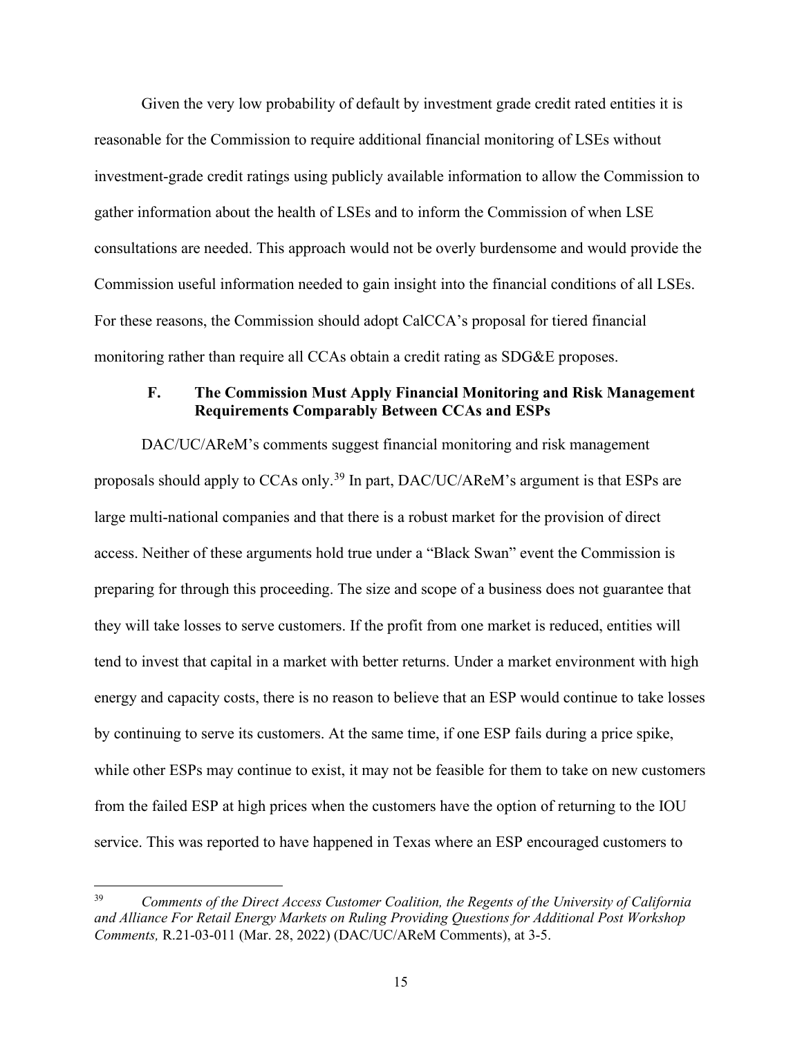Given the very low probability of default by investment grade credit rated entities it is reasonable for the Commission to require additional financial monitoring of LSEs without investment-grade credit ratings using publicly available information to allow the Commission to gather information about the health of LSEs and to inform the Commission of when LSE consultations are needed. This approach would not be overly burdensome and would provide the Commission useful information needed to gain insight into the financial conditions of all LSEs. For these reasons, the Commission should adopt CalCCA's proposal for tiered financial monitoring rather than require all CCAs obtain a credit rating as SDG&E proposes.

### F. The Commission Must Apply Financial Monitoring and Risk Management Requirements Comparably Between CCAs and ESPs

DAC/UC/AReM's comments suggest financial monitoring and risk management proposals should apply to CCAs only.[39] In part, DAC/UC/AReM's argument is that ESPs are large multi-national companies and that there is a robust market for the provision of direct access. Neither of these arguments hold true under a "Black Swan" event the Commission is preparing for through this proceeding. The size and scope of a business does not guarantee that they will take losses to serve customers. If the profit from one market is reduced, entities will tend to invest that capital in a market with better returns. Under a market environment with high energy and capacity costs, there is no reason to believe that an ESP would continue to take losses by continuing to serve its customers. At the same time, if one ESP fails during a price spike, while other ESPs may continue to exist, it may not be feasible for them to take on new customers from the failed ESP at high prices when the customers have the option of returning to the IOU service. This was reported to have happened in Texas where an ESP encouraged customers to

---

[39] *Comments of the Direct Access Customer Coalition, the Regents of the University of California and Alliance For Retail Energy Markets on Ruling Providing Questions for Additional Post Workshop Comments,* R.21-03-011 (Mar. 28, 2022) (DAC/UC/AReM Comments), at 3-5.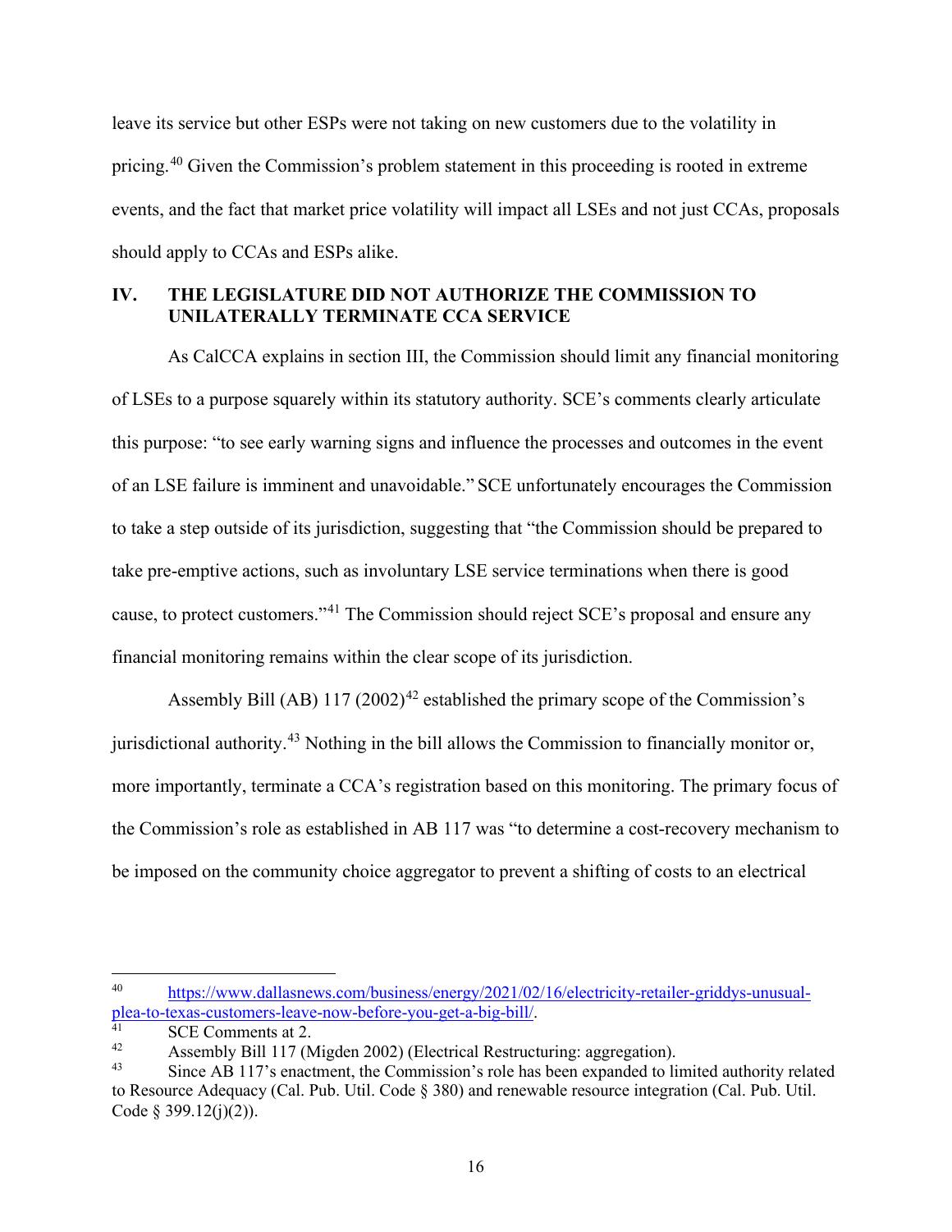leave its service but other ESPs were not taking on new customers due to the volatility in pricing.[40] Given the Commission's problem statement in this proceeding is rooted in extreme events, and the fact that market price volatility will impact all LSEs and not just CCAs, proposals should apply to CCAs and ESPs alike.

## IV. THE LEGISLATURE DID NOT AUTHORIZE THE COMMISSION TO UNILATERALLY TERMINATE CCA SERVICE

As CalCCA explains in section III, the Commission should limit any financial monitoring of LSEs to a purpose squarely within its statutory authority. SCE's comments clearly articulate this purpose: "to see early warning signs and influence the processes and outcomes in the event of an LSE failure is imminent and unavoidable." SCE unfortunately encourages the Commission to take a step outside of its jurisdiction, suggesting that "the Commission should be prepared to take pre-emptive actions, such as involuntary LSE service terminations when there is good cause, to protect customers."[41] The Commission should reject SCE's proposal and ensure any financial monitoring remains within the clear scope of its jurisdiction.

Assembly Bill (AB) 117 (2002)[42] established the primary scope of the Commission's jurisdictional authority.[43] Nothing in the bill allows the Commission to financially monitor or, more importantly, terminate a CCA's registration based on this monitoring. The primary focus of the Commission's role as established in AB 117 was "to determine a cost-recovery mechanism to be imposed on the community choice aggregator to prevent a shifting of costs to an electrical

---

[40] https://www.dallasnews.com/business/energy/2021/02/16/electricity-retailer-griddys-unusual-plea-to-texas-customers-leave-now-before-you-get-a-big-bill/.

[41] SCE Comments at 2.

[42] Assembly Bill 117 (Migden 2002) (Electrical Restructuring: aggregation).

[43] Since AB 117's enactment, the Commission's role has been expanded to limited authority related to Resource Adequacy (Cal. Pub. Util. Code § 380) and renewable resource integration (Cal. Pub. Util. Code § 399.12(j)(2)).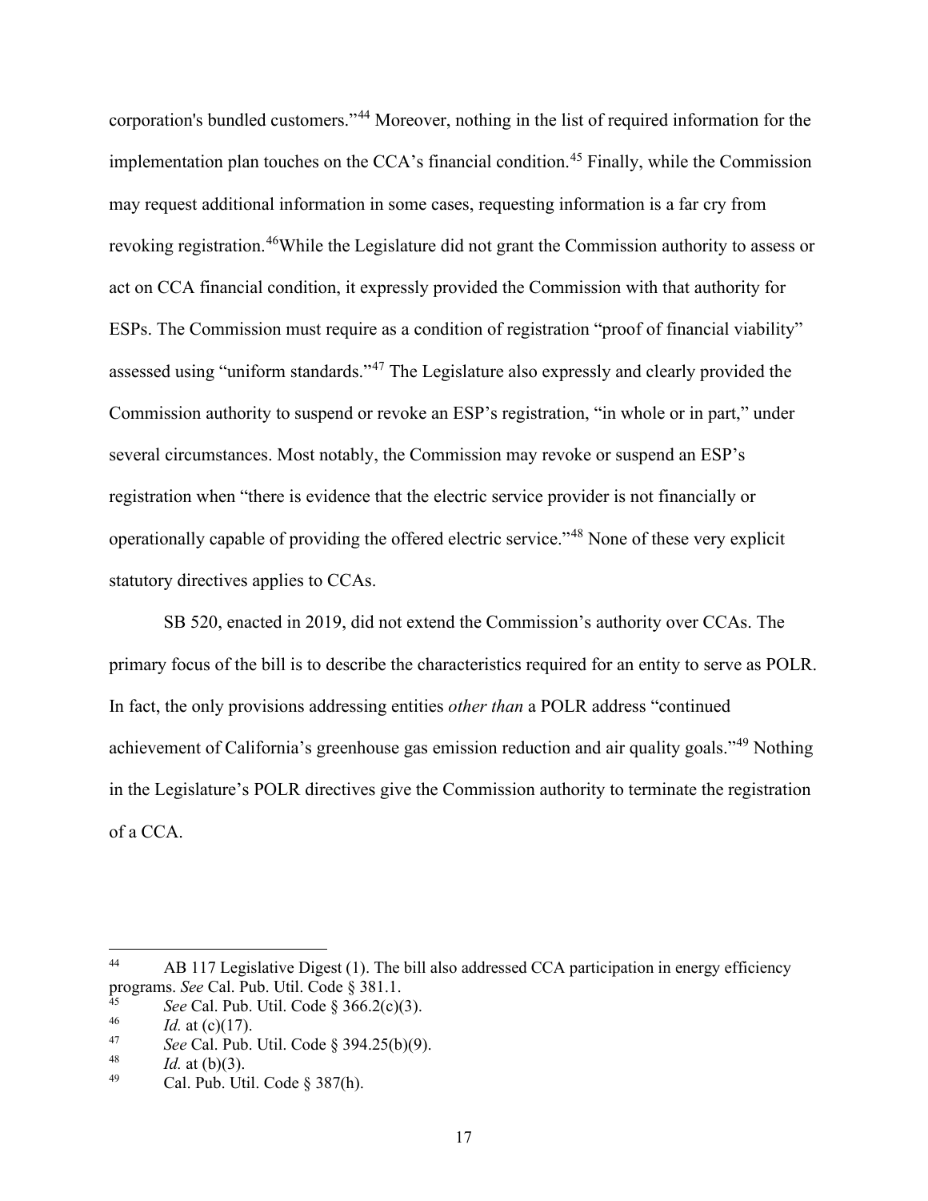corporation's bundled customers."[44] Moreover, nothing in the list of required information for the implementation plan touches on the CCA's financial condition.[45] Finally, while the Commission may request additional information in some cases, requesting information is a far cry from revoking registration.[46]While the Legislature did not grant the Commission authority to assess or act on CCA financial condition, it expressly provided the Commission with that authority for ESPs. The Commission must require as a condition of registration "proof of financial viability" assessed using "uniform standards."[47] The Legislature also expressly and clearly provided the Commission authority to suspend or revoke an ESP's registration, "in whole or in part," under several circumstances. Most notably, the Commission may revoke or suspend an ESP's registration when "there is evidence that the electric service provider is not financially or operationally capable of providing the offered electric service."[48] None of these very explicit statutory directives applies to CCAs.

SB 520, enacted in 2019, did not extend the Commission's authority over CCAs. The primary focus of the bill is to describe the characteristics required for an entity to serve as POLR. In fact, the only provisions addressing entities *other than* a POLR address "continued achievement of California's greenhouse gas emission reduction and air quality goals."[49] Nothing in the Legislature's POLR directives give the Commission authority to terminate the registration of a CCA.

---

[44] AB 117 Legislative Digest (1). The bill also addressed CCA participation in energy efficiency programs. *See* Cal. Pub. Util. Code § 381.1.

[45] *See* Cal. Pub. Util. Code § 366.2(c)(3).

[46] *Id.* at (c)(17).

[47] *See* Cal. Pub. Util. Code § 394.25(b)(9).

[48] *Id.* at (b)(3).

[49] Cal. Pub. Util. Code § 387(h).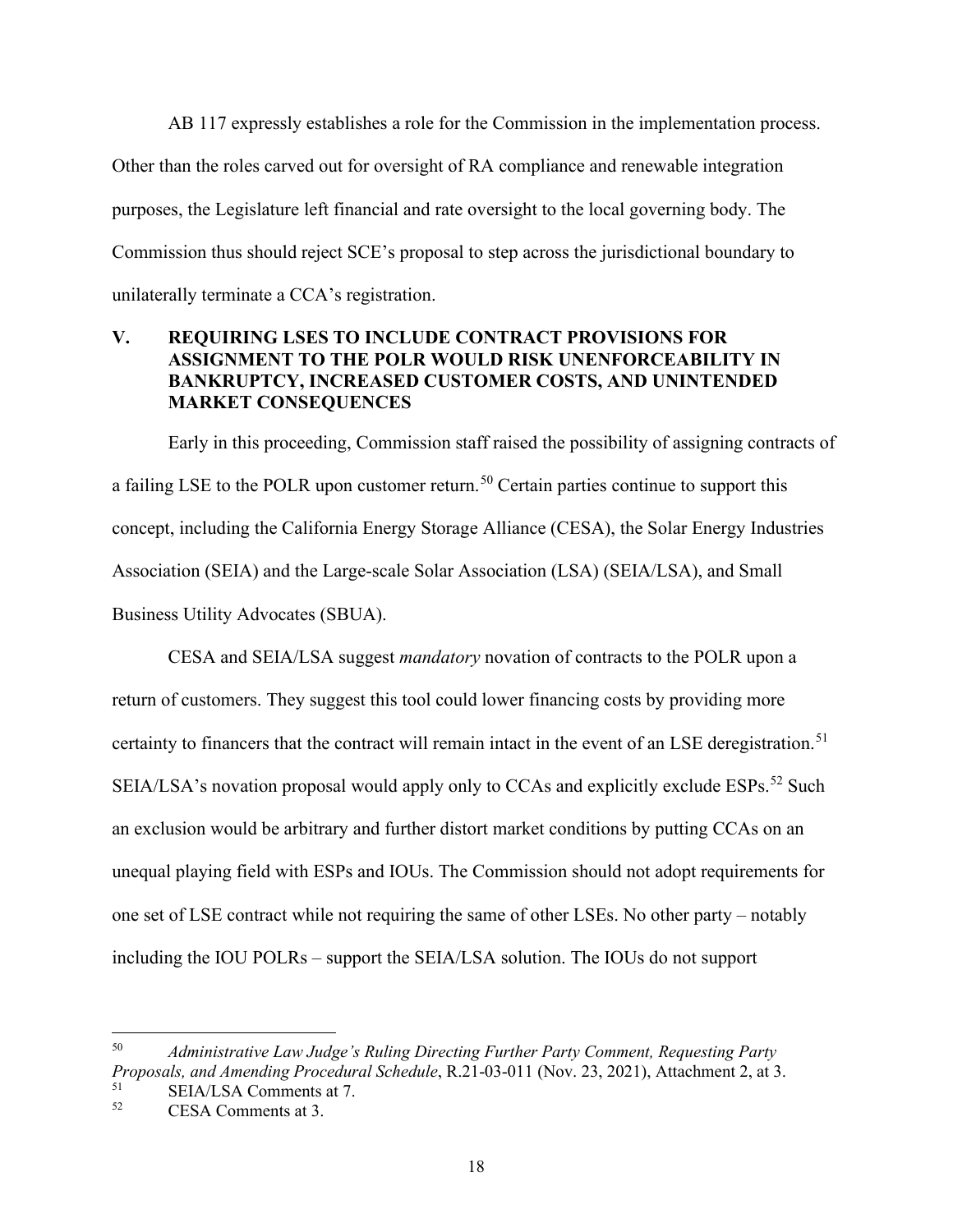AB 117 expressly establishes a role for the Commission in the implementation process. Other than the roles carved out for oversight of RA compliance and renewable integration purposes, the Legislature left financial and rate oversight to the local governing body. The Commission thus should reject SCE's proposal to step across the jurisdictional boundary to unilaterally terminate a CCA's registration.

## V. REQUIRING LSES TO INCLUDE CONTRACT PROVISIONS FOR ASSIGNMENT TO THE POLR WOULD RISK UNENFORCEABILITY IN BANKRUPTCY, INCREASED CUSTOMER COSTS, AND UNINTENDED MARKET CONSEQUENCES

Early in this proceeding, Commission staff raised the possibility of assigning contracts of a failing LSE to the POLR upon customer return.[50] Certain parties continue to support this concept, including the California Energy Storage Alliance (CESA), the Solar Energy Industries Association (SEIA) and the Large-scale Solar Association (LSA) (SEIA/LSA), and Small Business Utility Advocates (SBUA).

CESA and SEIA/LSA suggest *mandatory* novation of contracts to the POLR upon a return of customers. They suggest this tool could lower financing costs by providing more certainty to financers that the contract will remain intact in the event of an LSE deregistration.[51] SEIA/LSA's novation proposal would apply only to CCAs and explicitly exclude ESPs.[52] Such an exclusion would be arbitrary and further distort market conditions by putting CCAs on an unequal playing field with ESPs and IOUs. The Commission should not adopt requirements for one set of LSE contract while not requiring the same of other LSEs. No other party – notably including the IOU POLRs – support the SEIA/LSA solution. The IOUs do not support

---

[50] *Administrative Law Judge's Ruling Directing Further Party Comment, Requesting Party Proposals, and Amending Procedural Schedule*, R.21-03-011 (Nov. 23, 2021), Attachment 2, at 3.

[51] SEIA/LSA Comments at 7.

[52] CESA Comments at 3.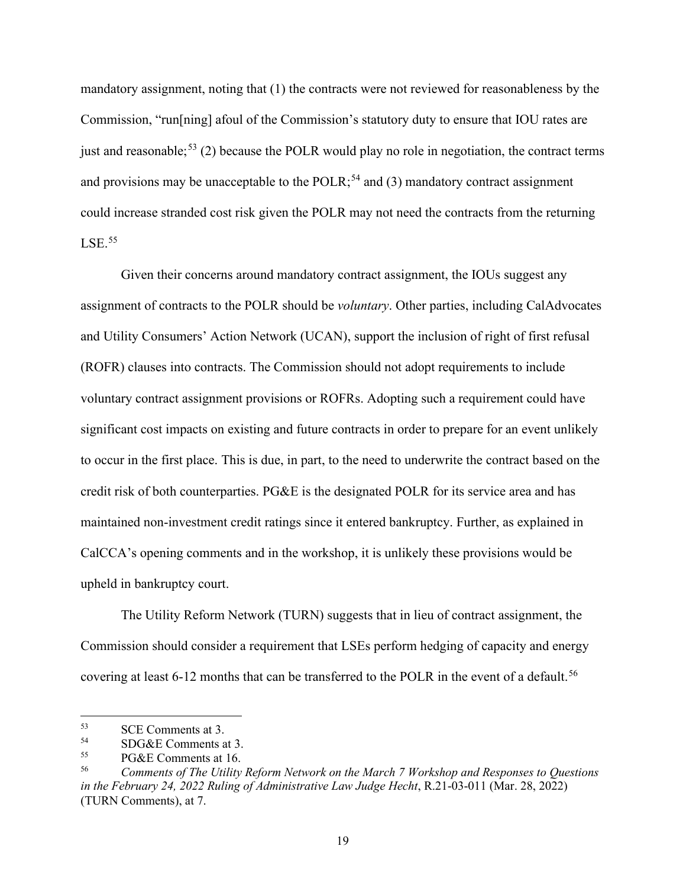mandatory assignment, noting that (1) the contracts were not reviewed for reasonableness by the Commission, "run[ning] afoul of the Commission's statutory duty to ensure that IOU rates are just and reasonable;[53] (2) because the POLR would play no role in negotiation, the contract terms and provisions may be unacceptable to the POLR;[54] and (3) mandatory contract assignment could increase stranded cost risk given the POLR may not need the contracts from the returning LSE.[55]

Given their concerns around mandatory contract assignment, the IOUs suggest any assignment of contracts to the POLR should be *voluntary*. Other parties, including CalAdvocates and Utility Consumers' Action Network (UCAN), support the inclusion of right of first refusal (ROFR) clauses into contracts. The Commission should not adopt requirements to include voluntary contract assignment provisions or ROFRs. Adopting such a requirement could have significant cost impacts on existing and future contracts in order to prepare for an event unlikely to occur in the first place. This is due, in part, to the need to underwrite the contract based on the credit risk of both counterparties. PG&E is the designated POLR for its service area and has maintained non-investment credit ratings since it entered bankruptcy. Further, as explained in CalCCA's opening comments and in the workshop, it is unlikely these provisions would be upheld in bankruptcy court.

The Utility Reform Network (TURN) suggests that in lieu of contract assignment, the Commission should consider a requirement that LSEs perform hedging of capacity and energy covering at least 6-12 months that can be transferred to the POLR in the event of a default.[56]

---

[53] SCE Comments at 3.

[54] SDG&E Comments at 3.

[55] PG&E Comments at 16.

[56] *Comments of The Utility Reform Network on the March 7 Workshop and Responses to Questions in the February 24, 2022 Ruling of Administrative Law Judge Hecht*, R.21-03-011 (Mar. 28, 2022) (TURN Comments), at 7.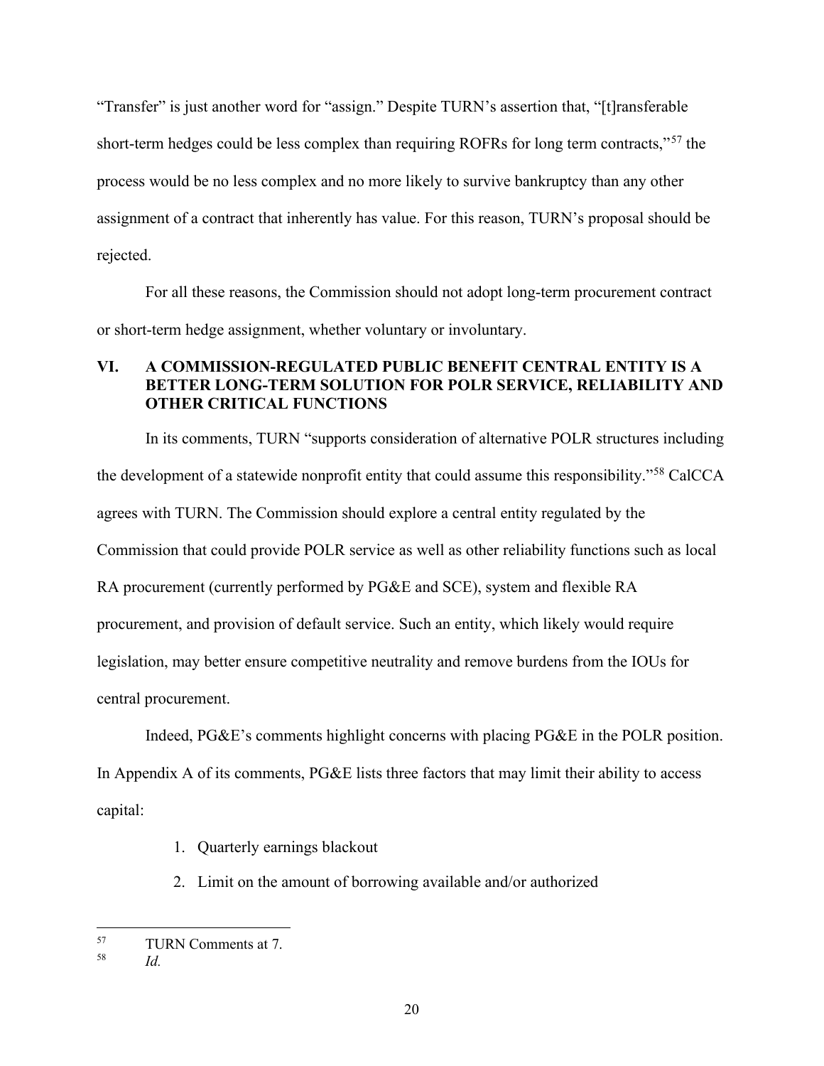"Transfer" is just another word for "assign." Despite TURN's assertion that, "[t]ransferable short-term hedges could be less complex than requiring ROFRs for long term contracts,"[57] the process would be no less complex and no more likely to survive bankruptcy than any other assignment of a contract that inherently has value. For this reason, TURN's proposal should be rejected.

For all these reasons, the Commission should not adopt long-term procurement contract or short-term hedge assignment, whether voluntary or involuntary.

## VI. A COMMISSION-REGULATED PUBLIC BENEFIT CENTRAL ENTITY IS A BETTER LONG-TERM SOLUTION FOR POLR SERVICE, RELIABILITY AND OTHER CRITICAL FUNCTIONS

In its comments, TURN "supports consideration of alternative POLR structures including the development of a statewide nonprofit entity that could assume this responsibility."[58] CalCCA agrees with TURN. The Commission should explore a central entity regulated by the Commission that could provide POLR service as well as other reliability functions such as local RA procurement (currently performed by PG&E and SCE), system and flexible RA procurement, and provision of default service. Such an entity, which likely would require legislation, may better ensure competitive neutrality and remove burdens from the IOUs for central procurement.

Indeed, PG&E's comments highlight concerns with placing PG&E in the POLR position. In Appendix A of its comments, PG&E lists three factors that may limit their ability to access capital:

1. Quarterly earnings blackout
2. Limit on the amount of borrowing available and/or authorized

---

[57] TURN Comments at 7.

[58] *Id.*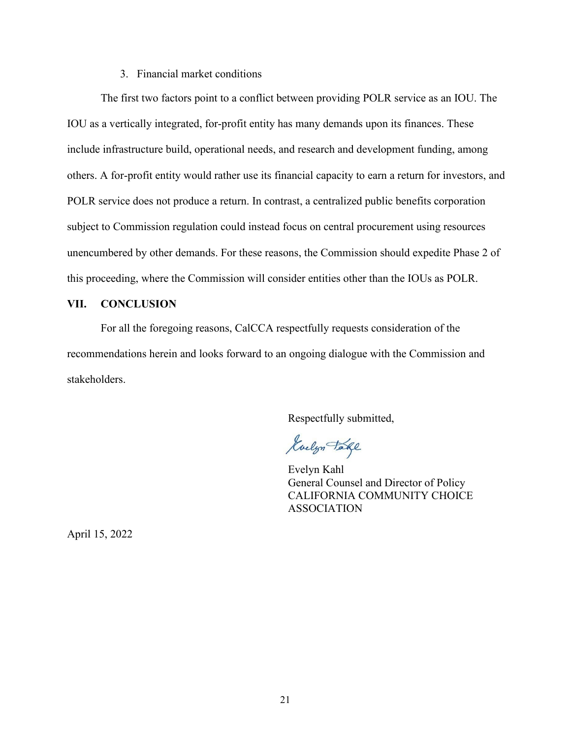3. Financial market conditions

The first two factors point to a conflict between providing POLR service as an IOU. The IOU as a vertically integrated, for-profit entity has many demands upon its finances. These include infrastructure build, operational needs, and research and development funding, among others. A for-profit entity would rather use its financial capacity to earn a return for investors, and POLR service does not produce a return. In contrast, a centralized public benefits corporation subject to Commission regulation could instead focus on central procurement using resources unencumbered by other demands. For these reasons, the Commission should expedite Phase 2 of this proceeding, where the Commission will consider entities other than the IOUs as POLR.

## VII. CONCLUSION

For all the foregoing reasons, CalCCA respectfully requests consideration of the recommendations herein and looks forward to an ongoing dialogue with the Commission and stakeholders.

Respectfully submitted,

Evelyn Kahl
General Counsel and Director of Policy
CALIFORNIA COMMUNITY CHOICE ASSOCIATION

April 15, 2022